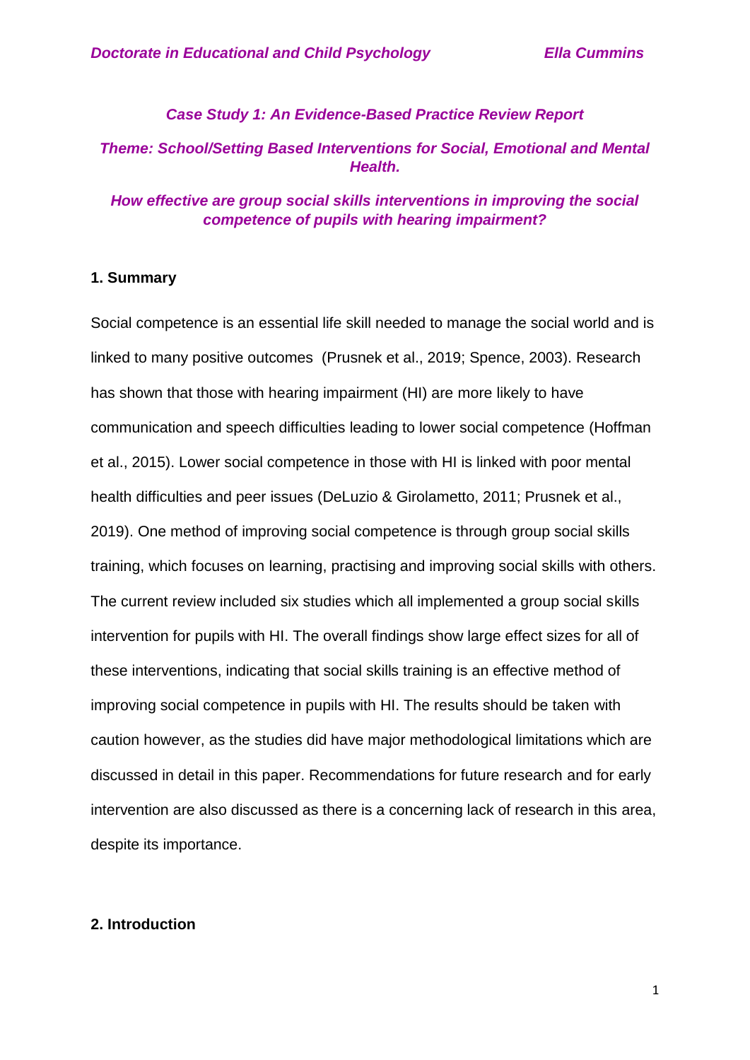*Doctorate in Educational and Child Psychology* *Ella Cummins*

***Case Study 1: An Evidence-Based Practice Review Report***

***Theme: School/Setting Based Interventions for Social, Emotional and Mental Health.***

***How effective are group social skills interventions in improving the social competence of pupils with hearing impairment?***

## 1. Summary

Social competence is an essential life skill needed to manage the social world and is linked to many positive outcomes (Prusnek et al., 2019; Spence, 2003). Research has shown that those with hearing impairment (HI) are more likely to have communication and speech difficulties leading to lower social competence (Hoffman et al., 2015). Lower social competence in those with HI is linked with poor mental health difficulties and peer issues (DeLuzio & Girolametto, 2011; Prusnek et al., 2019). One method of improving social competence is through group social skills training, which focuses on learning, practising and improving social skills with others. The current review included six studies which all implemented a group social skills intervention for pupils with HI. The overall findings show large effect sizes for all of these interventions, indicating that social skills training is an effective method of improving social competence in pupils with HI. The results should be taken with caution however, as the studies did have major methodological limitations which are discussed in detail in this paper. Recommendations for future research and for early intervention are also discussed as there is a concerning lack of research in this area, despite its importance.

## 2. Introduction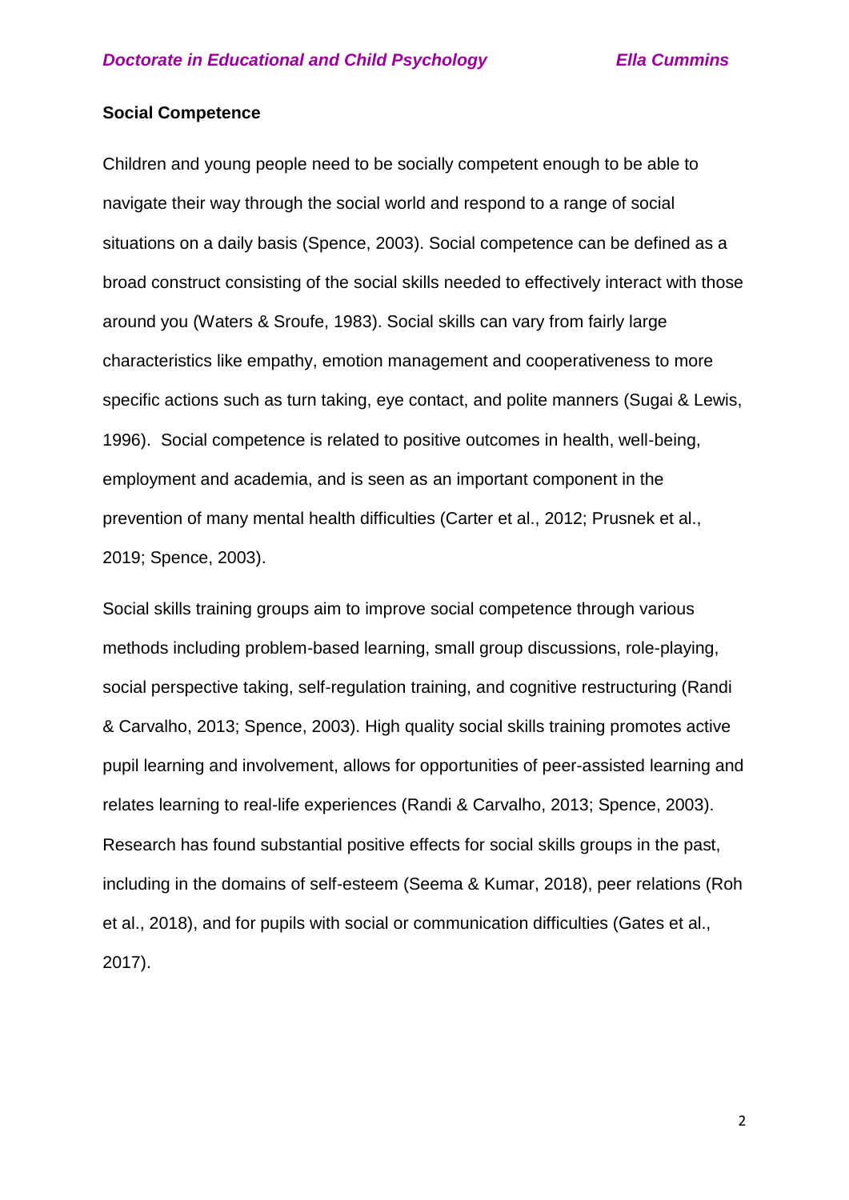**Social Competence**

Children and young people need to be socially competent enough to be able to navigate their way through the social world and respond to a range of social situations on a daily basis (Spence, 2003). Social competence can be defined as a broad construct consisting of the social skills needed to effectively interact with those around you (Waters & Sroufe, 1983). Social skills can vary from fairly large characteristics like empathy, emotion management and cooperativeness to more specific actions such as turn taking, eye contact, and polite manners (Sugai & Lewis, 1996). Social competence is related to positive outcomes in health, well-being, employment and academia, and is seen as an important component in the prevention of many mental health difficulties (Carter et al., 2012; Prusnek et al., 2019; Spence, 2003).

Social skills training groups aim to improve social competence through various methods including problem-based learning, small group discussions, role-playing, social perspective taking, self-regulation training, and cognitive restructuring (Randi & Carvalho, 2013; Spence, 2003). High quality social skills training promotes active pupil learning and involvement, allows for opportunities of peer-assisted learning and relates learning to real-life experiences (Randi & Carvalho, 2013; Spence, 2003). Research has found substantial positive effects for social skills groups in the past, including in the domains of self-esteem (Seema & Kumar, 2018), peer relations (Roh et al., 2018), and for pupils with social or communication difficulties (Gates et al., 2017).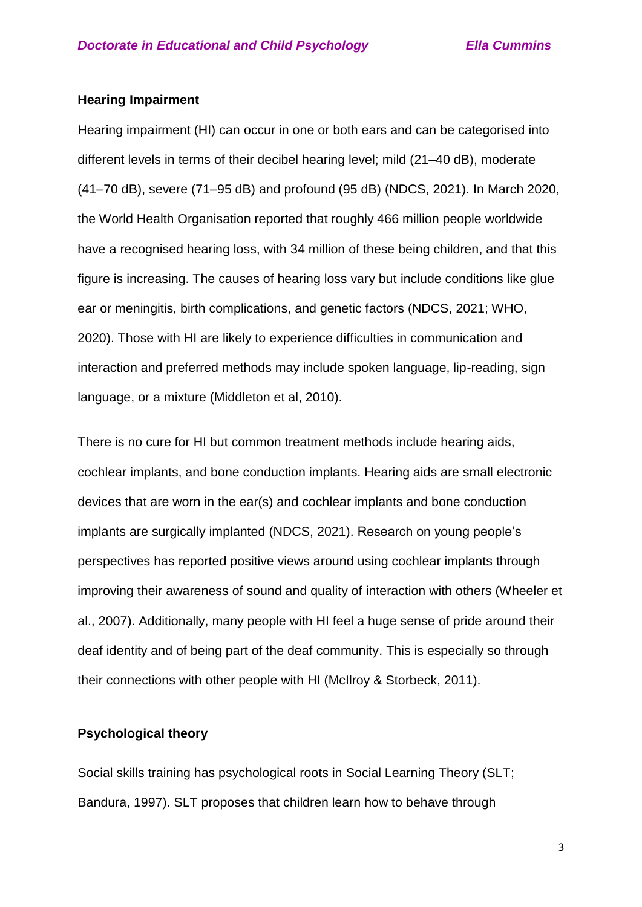## Hearing Impairment

Hearing impairment (HI) can occur in one or both ears and can be categorised into different levels in terms of their decibel hearing level; mild (21–40 dB), moderate (41–70 dB), severe (71–95 dB) and profound (95 dB) (NDCS, 2021). In March 2020, the World Health Organisation reported that roughly 466 million people worldwide have a recognised hearing loss, with 34 million of these being children, and that this figure is increasing. The causes of hearing loss vary but include conditions like glue ear or meningitis, birth complications, and genetic factors (NDCS, 2021; WHO, 2020). Those with HI are likely to experience difficulties in communication and interaction and preferred methods may include spoken language, lip-reading, sign language, or a mixture (Middleton et al, 2010).

There is no cure for HI but common treatment methods include hearing aids, cochlear implants, and bone conduction implants. Hearing aids are small electronic devices that are worn in the ear(s) and cochlear implants and bone conduction implants are surgically implanted (NDCS, 2021). Research on young people's perspectives has reported positive views around using cochlear implants through improving their awareness of sound and quality of interaction with others (Wheeler et al., 2007). Additionally, many people with HI feel a huge sense of pride around their deaf identity and of being part of the deaf community. This is especially so through their connections with other people with HI (McIlroy & Storbeck, 2011).

## Psychological theory

Social skills training has psychological roots in Social Learning Theory (SLT; Bandura, 1997). SLT proposes that children learn how to behave through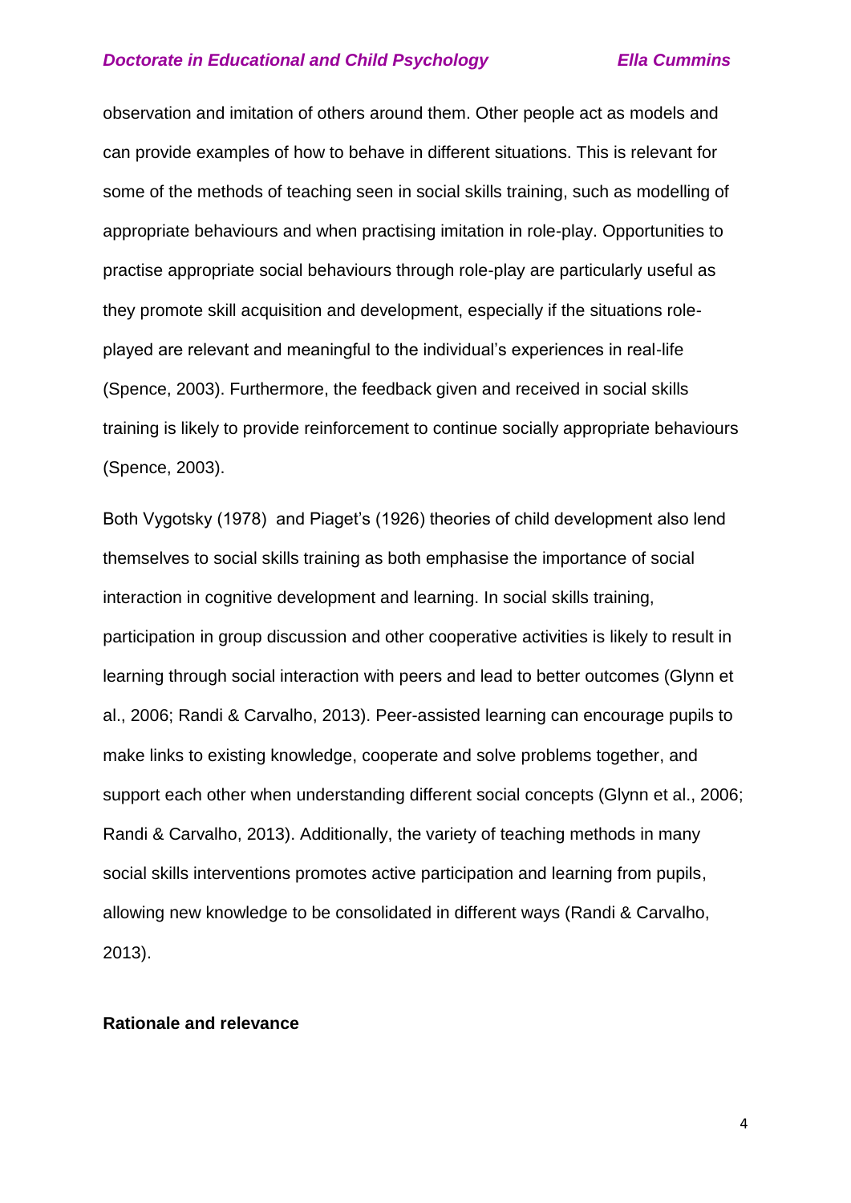observation and imitation of others around them. Other people act as models and can provide examples of how to behave in different situations. This is relevant for some of the methods of teaching seen in social skills training, such as modelling of appropriate behaviours and when practising imitation in role-play. Opportunities to practise appropriate social behaviours through role-play are particularly useful as they promote skill acquisition and development, especially if the situations role-played are relevant and meaningful to the individual's experiences in real-life (Spence, 2003). Furthermore, the feedback given and received in social skills training is likely to provide reinforcement to continue socially appropriate behaviours (Spence, 2003).

Both Vygotsky (1978) and Piaget's (1926) theories of child development also lend themselves to social skills training as both emphasise the importance of social interaction in cognitive development and learning. In social skills training, participation in group discussion and other cooperative activities is likely to result in learning through social interaction with peers and lead to better outcomes (Glynn et al., 2006; Randi & Carvalho, 2013). Peer-assisted learning can encourage pupils to make links to existing knowledge, cooperate and solve problems together, and support each other when understanding different social concepts (Glynn et al., 2006; Randi & Carvalho, 2013). Additionally, the variety of teaching methods in many social skills interventions promotes active participation and learning from pupils, allowing new knowledge to be consolidated in different ways (Randi & Carvalho, 2013).

**Rationale and relevance**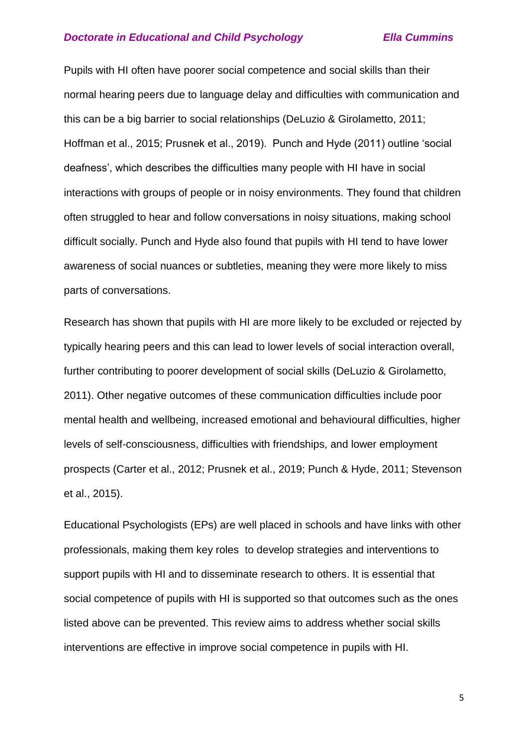Pupils with HI often have poorer social competence and social skills than their normal hearing peers due to language delay and difficulties with communication and this can be a big barrier to social relationships (DeLuzio & Girolametto, 2011; Hoffman et al., 2015; Prusnek et al., 2019). Punch and Hyde (2011) outline 'social deafness', which describes the difficulties many people with HI have in social interactions with groups of people or in noisy environments. They found that children often struggled to hear and follow conversations in noisy situations, making school difficult socially. Punch and Hyde also found that pupils with HI tend to have lower awareness of social nuances or subtleties, meaning they were more likely to miss parts of conversations.

Research has shown that pupils with HI are more likely to be excluded or rejected by typically hearing peers and this can lead to lower levels of social interaction overall, further contributing to poorer development of social skills (DeLuzio & Girolametto, 2011). Other negative outcomes of these communication difficulties include poor mental health and wellbeing, increased emotional and behavioural difficulties, higher levels of self-consciousness, difficulties with friendships, and lower employment prospects (Carter et al., 2012; Prusnek et al., 2019; Punch & Hyde, 2011; Stevenson et al., 2015).

Educational Psychologists (EPs) are well placed in schools and have links with other professionals, making them key roles to develop strategies and interventions to support pupils with HI and to disseminate research to others. It is essential that social competence of pupils with HI is supported so that outcomes such as the ones listed above can be prevented. This review aims to address whether social skills interventions are effective in improve social competence in pupils with HI.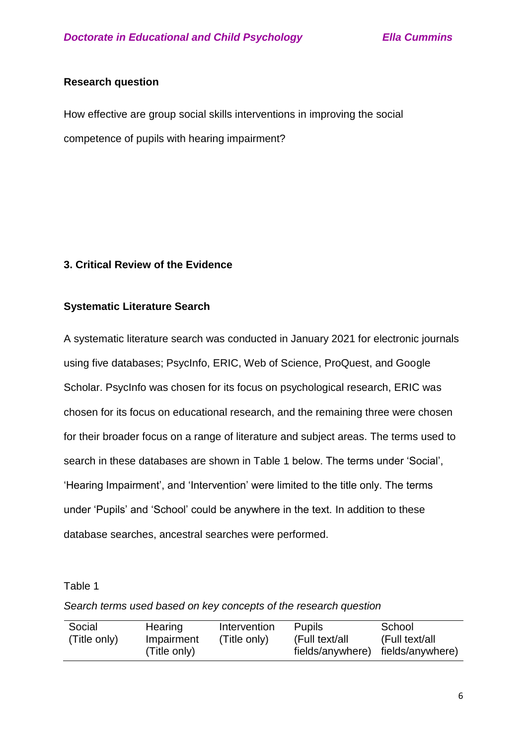**Research question**

How effective are group social skills interventions in improving the social competence of pupils with hearing impairment?

## 3. Critical Review of the Evidence

### Systematic Literature Search

A systematic literature search was conducted in January 2021 for electronic journals using five databases; PsycInfo, ERIC, Web of Science, ProQuest, and Google Scholar. PsycInfo was chosen for its focus on psychological research, ERIC was chosen for its focus on educational research, and the remaining three were chosen for their broader focus on a range of literature and subject areas. The terms used to search in these databases are shown in Table 1 below. The terms under 'Social', 'Hearing Impairment', and 'Intervention' were limited to the title only. The terms under 'Pupils' and 'School' could be anywhere in the text. In addition to these database searches, ancestral searches were performed.

Table 1

*Search terms used based on key concepts of the research question*

| Social (Title only) | Hearing Impairment (Title only) | Intervention (Title only) | Pupils (Full text/all fields/anywhere) | School (Full text/all fields/anywhere) |
|---|---|---|---|---|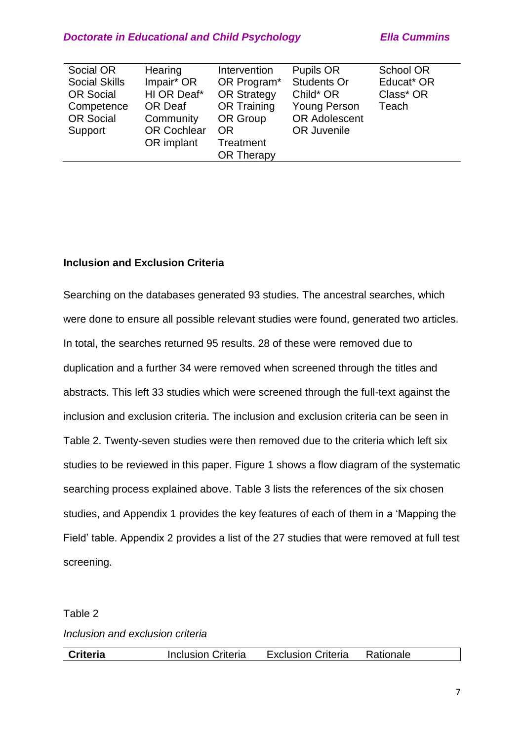| Social OR Social Skills OR Social Competence OR Social Support | Hearing Impair* OR HI OR Deaf* OR Deaf Community OR Cochlear OR implant | Intervention OR Program* OR Strategy OR Training OR Group OR Treatment OR Therapy | Pupils OR Students Or Child* OR Young Person OR Adolescent OR Juvenile | School OR Educat* OR Class* OR Teach |
|---|---|---|---|---|

**Inclusion and Exclusion Criteria**

Searching on the databases generated 93 studies. The ancestral searches, which were done to ensure all possible relevant studies were found, generated two articles. In total, the searches returned 95 results. 28 of these were removed due to duplication and a further 34 were removed when screened through the titles and abstracts. This left 33 studies which were screened through the full-text against the inclusion and exclusion criteria. The inclusion and exclusion criteria can be seen in Table 2. Twenty-seven studies were then removed due to the criteria which left six studies to be reviewed in this paper. Figure 1 shows a flow diagram of the systematic searching process explained above. Table 3 lists the references of the six chosen studies, and Appendix 1 provides the key features of each of them in a 'Mapping the Field' table. Appendix 2 provides a list of the 27 studies that were removed at full test screening.

Table 2

*Inclusion and exclusion criteria*

| **Criteria** | Inclusion Criteria | Exclusion Criteria | Rationale |
|---|---|---|---|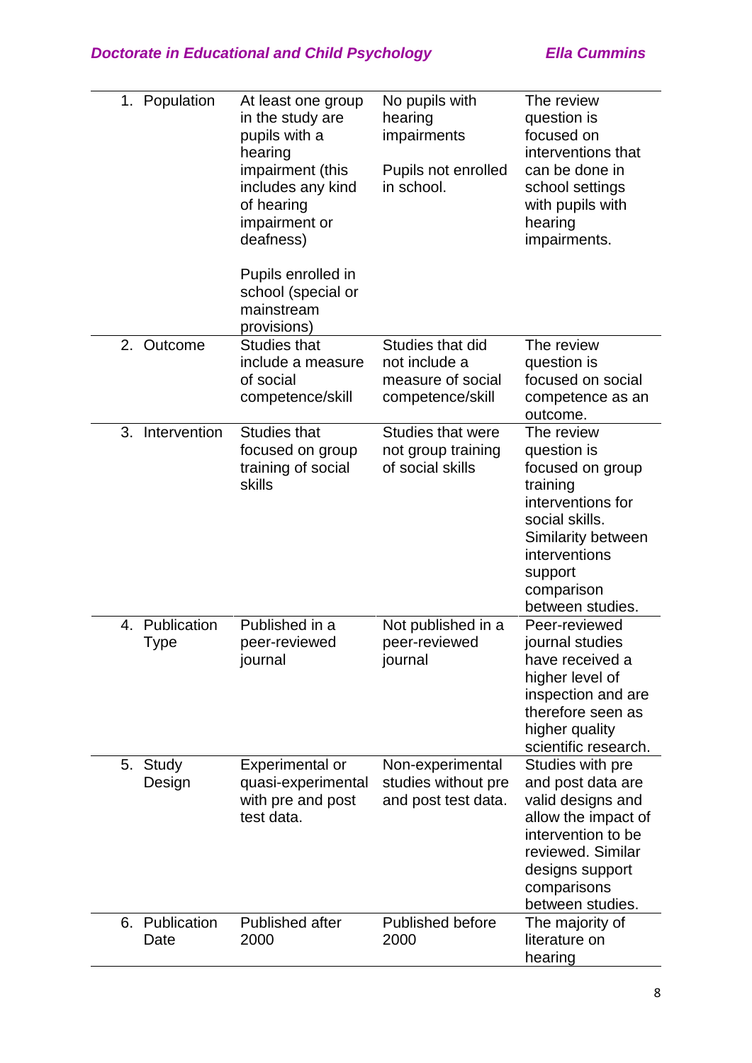| | | | |
|---|---|---|---|
| 1. Population | At least one group in the study are pupils with a hearing impairment (this includes any kind of hearing impairment or deafness)<br><br>Pupils enrolled in school (special or mainstream provisions) | No pupils with hearing impairments<br><br>Pupils not enrolled in school. | The review question is focused on interventions that can be done in school settings with pupils with hearing impairments. |
| 2. Outcome | Studies that include a measure of social competence/skill | Studies that did not include a measure of social competence/skill | The review question is focused on social competence as an outcome. |
| 3. Intervention | Studies that focused on group training of social skills | Studies that were not group training of social skills | The review question is focused on group training interventions for social skills. Similarity between interventions support comparison between studies. |
| 4. Publication Type | Published in a peer-reviewed journal | Not published in a peer-reviewed journal | Peer-reviewed journal studies have received a higher level of inspection and are therefore seen as higher quality scientific research. |
| 5. Study Design | Experimental or quasi-experimental with pre and post test data. | Non-experimental studies without pre and post test data. | Studies with pre and post data are valid designs and allow the impact of intervention to be reviewed. Similar designs support comparisons between studies. |
| 6. Publication Date | Published after 2000 | Published before 2000 | The majority of literature on hearing |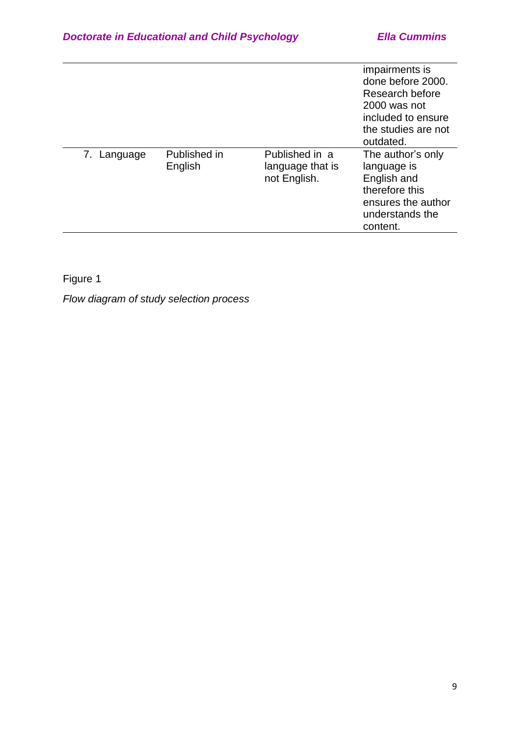| | | | |
|---|---|---|---|
| | | | impairments is done before 2000. Research before 2000 was not included to ensure the studies are not outdated. |
| 7. Language | Published in English | Published in a language that is not English. | The author's only language is English and therefore this ensures the author understands the content. |

Figure 1

*Flow diagram of study selection process*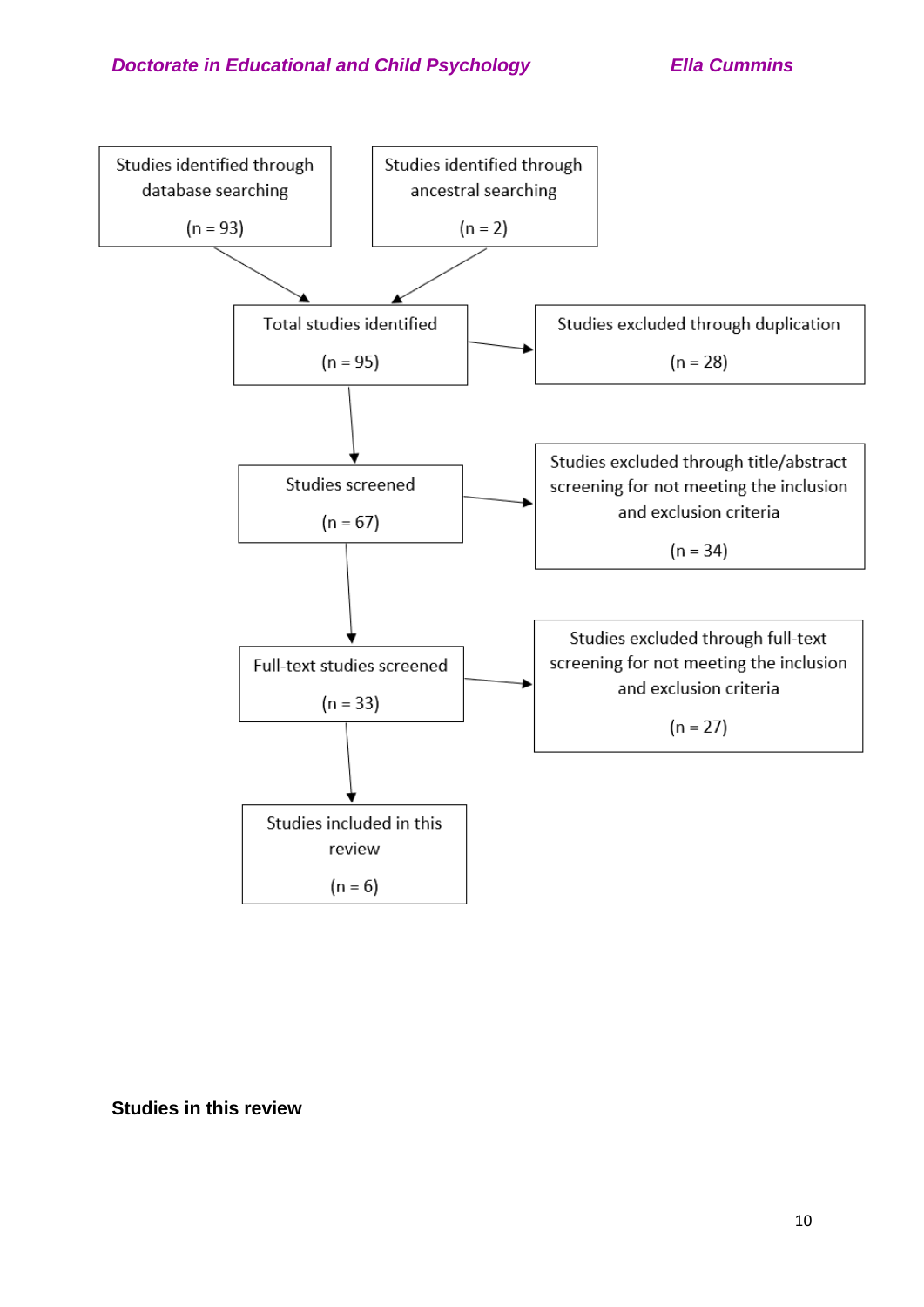Studies identified through database searching

(n = 93)

Studies identified through ancestral searching

(n = 2)

Total studies identified

(n = 95)

Studies excluded through duplication

(n = 28)

Studies screened

(n = 67)

Studies excluded through title/abstract screening for not meeting the inclusion and exclusion criteria

(n = 34)

Full-text studies screened

(n = 33)

Studies excluded through full-text screening for not meeting the inclusion and exclusion criteria

(n = 27)

Studies included in this review

(n = 6)

**Studies in this review**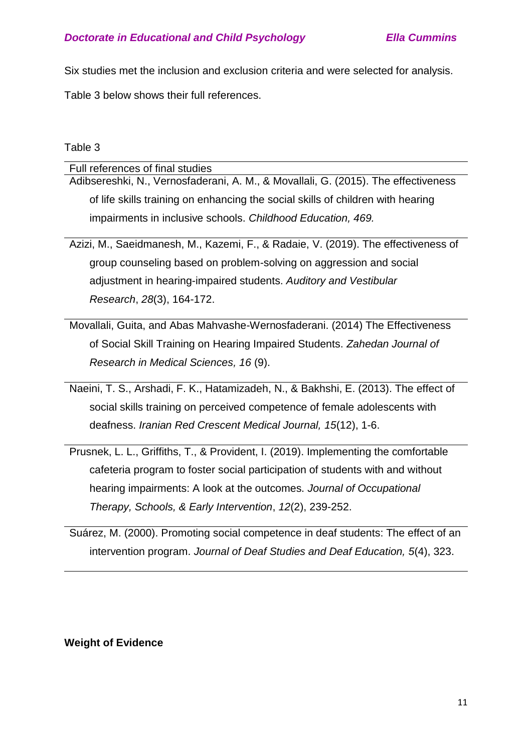Six studies met the inclusion and exclusion criteria and were selected for analysis.

Table 3 below shows their full references.

Table 3

| Full references of final studies |
|---|
| Adibsereshki, N., Vernosfaderani, A. M., & Movallali, G. (2015). The effectiveness of life skills training on enhancing the social skills of children with hearing impairments in inclusive schools. *Childhood Education, 469.* |
| Azizi, M., Saeidmanesh, M., Kazemi, F., & Radaie, V. (2019). The effectiveness of group counseling based on problem-solving on aggression and social adjustment in hearing-impaired students. *Auditory and Vestibular Research*, *28*(3), 164-172. |
| Movallali, Guita, and Abas Mahvashe-Wernosfaderani. (2014) The Effectiveness of Social Skill Training on Hearing Impaired Students. *Zahedan Journal of Research in Medical Sciences, 16* (9). |
| Naeini, T. S., Arshadi, F. K., Hatamizadeh, N., & Bakhshi, E. (2013). The effect of social skills training on perceived competence of female adolescents with deafness. *Iranian Red Crescent Medical Journal, 15*(12), 1-6. |
| Prusnek, L. L., Griffiths, T., & Provident, I. (2019). Implementing the comfortable cafeteria program to foster social participation of students with and without hearing impairments: A look at the outcomes. *Journal of Occupational Therapy, Schools, & Early Intervention*, *12*(2), 239-252. |
| Suárez, M. (2000). Promoting social competence in deaf students: The effect of an intervention program. *Journal of Deaf Studies and Deaf Education, 5*(4), 323. |

**Weight of Evidence**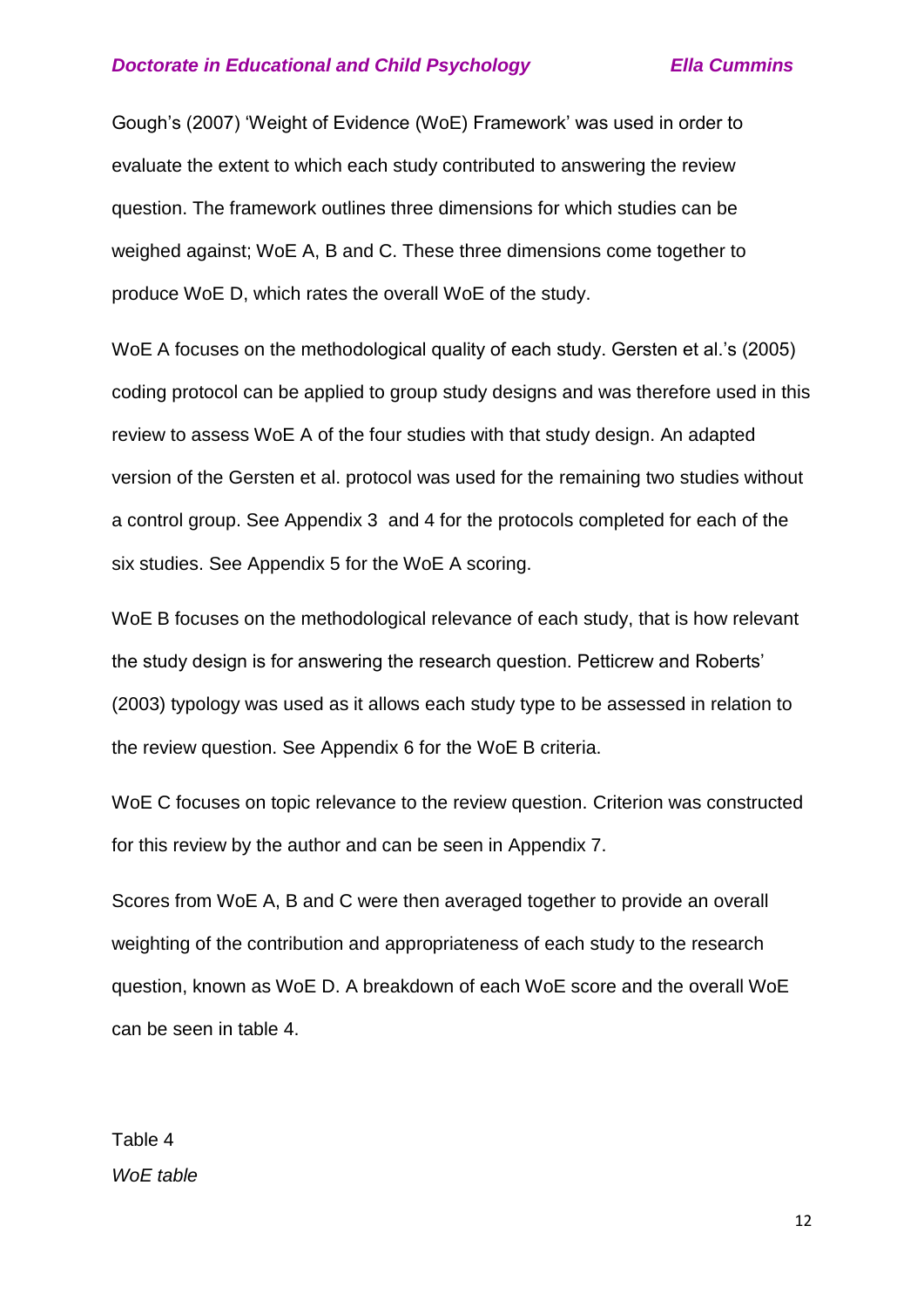Gough's (2007) 'Weight of Evidence (WoE) Framework' was used in order to evaluate the extent to which each study contributed to answering the review question. The framework outlines three dimensions for which studies can be weighed against; WoE A, B and C. These three dimensions come together to produce WoE D, which rates the overall WoE of the study.

WoE A focuses on the methodological quality of each study. Gersten et al.'s (2005) coding protocol can be applied to group study designs and was therefore used in this review to assess WoE A of the four studies with that study design. An adapted version of the Gersten et al. protocol was used for the remaining two studies without a control group. See Appendix 3 and 4 for the protocols completed for each of the six studies. See Appendix 5 for the WoE A scoring.

WoE B focuses on the methodological relevance of each study, that is how relevant the study design is for answering the research question. Petticrew and Roberts' (2003) typology was used as it allows each study type to be assessed in relation to the review question. See Appendix 6 for the WoE B criteria.

WoE C focuses on topic relevance to the review question. Criterion was constructed for this review by the author and can be seen in Appendix 7.

Scores from WoE A, B and C were then averaged together to provide an overall weighting of the contribution and appropriateness of each study to the research question, known as WoE D. A breakdown of each WoE score and the overall WoE can be seen in table 4.

Table 4

*WoE table*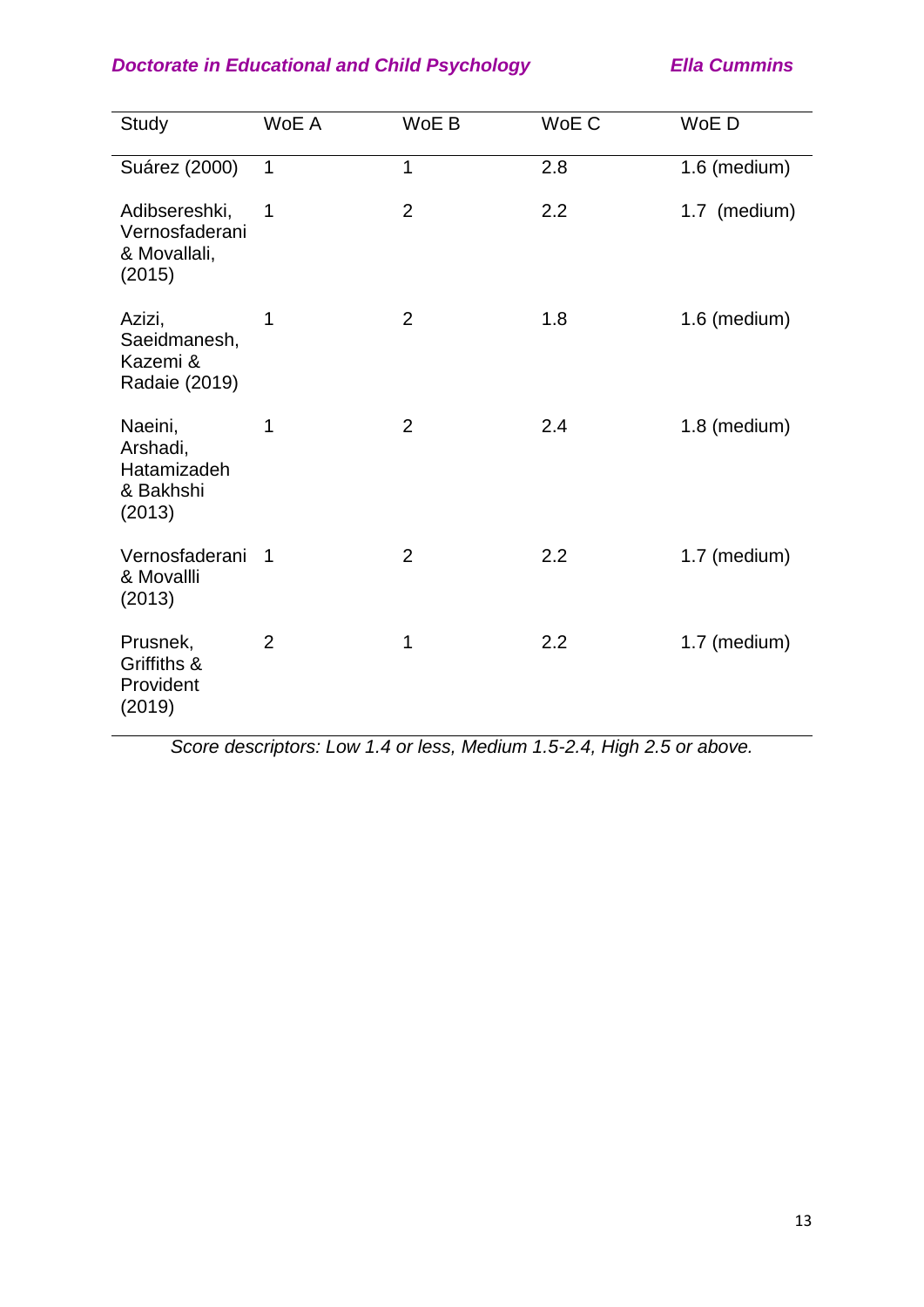| Study | WoE A | WoE B | WoE C | WoE D |
|---|---|---|---|---|
| Suárez (2000) | 1 | 1 | 2.8 | 1.6 (medium) |
| Adibsereshki, Vernosfaderani & Movallali, (2015) | 1 | 2 | 2.2 | 1.7 (medium) |
| Azizi, Saeidmanesh, Kazemi & Radaie (2019) | 1 | 2 | 1.8 | 1.6 (medium) |
| Naeini, Arshadi, Hatamizadeh & Bakhshi (2013) | 1 | 2 | 2.4 | 1.8 (medium) |
| Vernosfaderani & Movallli (2013) | 1 | 2 | 2.2 | 1.7 (medium) |
| Prusnek, Griffiths & Provident (2019) | 2 | 1 | 2.2 | 1.7 (medium) |

*Score descriptors: Low 1.4 or less, Medium 1.5-2.4, High 2.5 or above.*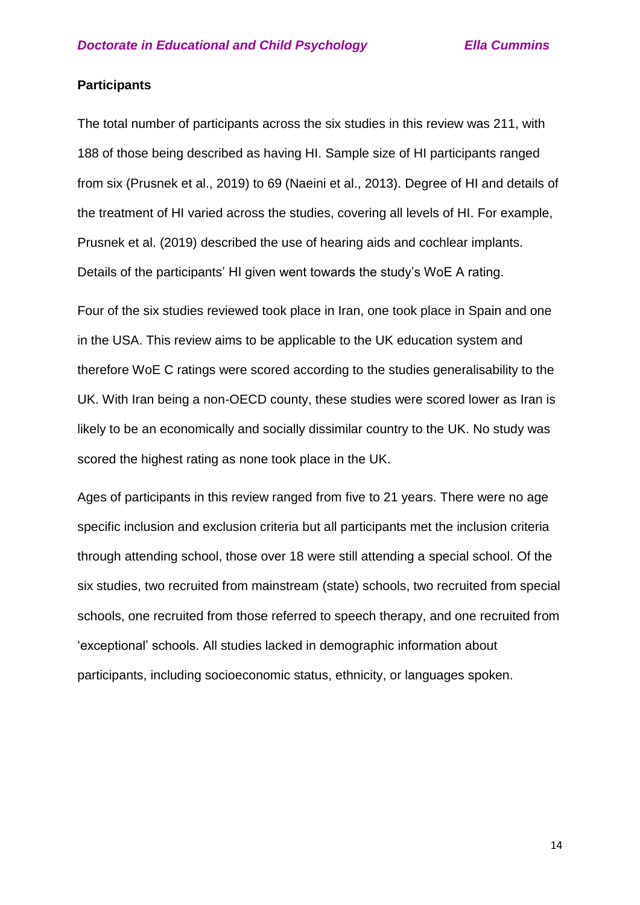### Participants

The total number of participants across the six studies in this review was 211, with 188 of those being described as having HI. Sample size of HI participants ranged from six (Prusnek et al., 2019) to 69 (Naeini et al., 2013). Degree of HI and details of the treatment of HI varied across the studies, covering all levels of HI. For example, Prusnek et al. (2019) described the use of hearing aids and cochlear implants. Details of the participants' HI given went towards the study's WoE A rating.

Four of the six studies reviewed took place in Iran, one took place in Spain and one in the USA. This review aims to be applicable to the UK education system and therefore WoE C ratings were scored according to the studies generalisability to the UK. With Iran being a non-OECD county, these studies were scored lower as Iran is likely to be an economically and socially dissimilar country to the UK. No study was scored the highest rating as none took place in the UK.

Ages of participants in this review ranged from five to 21 years. There were no age specific inclusion and exclusion criteria but all participants met the inclusion criteria through attending school, those over 18 were still attending a special school. Of the six studies, two recruited from mainstream (state) schools, two recruited from special schools, one recruited from those referred to speech therapy, and one recruited from 'exceptional' schools. All studies lacked in demographic information about participants, including socioeconomic status, ethnicity, or languages spoken.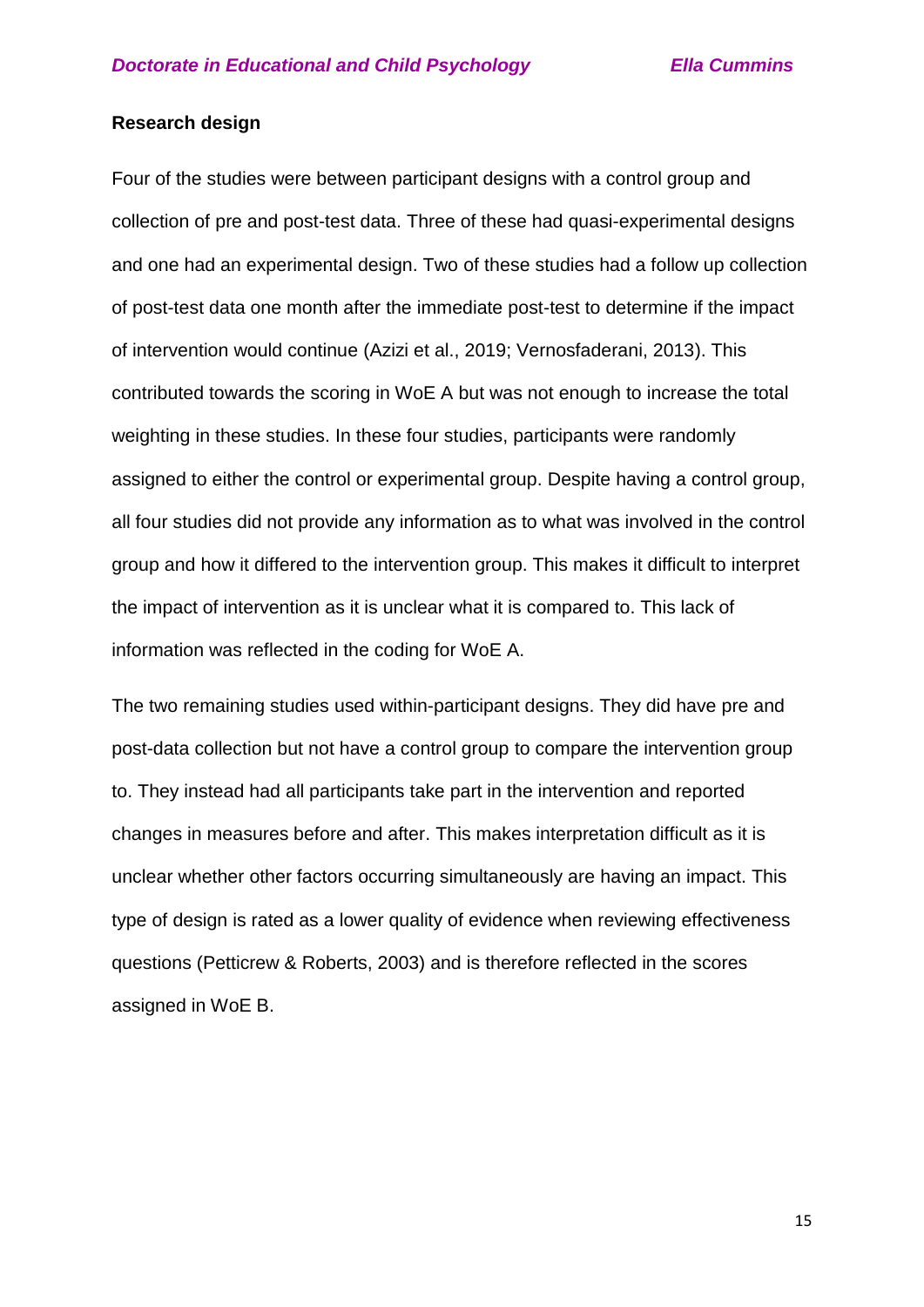**Research design**

Four of the studies were between participant designs with a control group and collection of pre and post-test data. Three of these had quasi-experimental designs and one had an experimental design. Two of these studies had a follow up collection of post-test data one month after the immediate post-test to determine if the impact of intervention would continue (Azizi et al., 2019; Vernosfaderani, 2013). This contributed towards the scoring in WoE A but was not enough to increase the total weighting in these studies. In these four studies, participants were randomly assigned to either the control or experimental group. Despite having a control group, all four studies did not provide any information as to what was involved in the control group and how it differed to the intervention group. This makes it difficult to interpret the impact of intervention as it is unclear what it is compared to. This lack of information was reflected in the coding for WoE A.

The two remaining studies used within-participant designs. They did have pre and post-data collection but not have a control group to compare the intervention group to. They instead had all participants take part in the intervention and reported changes in measures before and after. This makes interpretation difficult as it is unclear whether other factors occurring simultaneously are having an impact. This type of design is rated as a lower quality of evidence when reviewing effectiveness questions (Petticrew & Roberts, 2003) and is therefore reflected in the scores assigned in WoE B.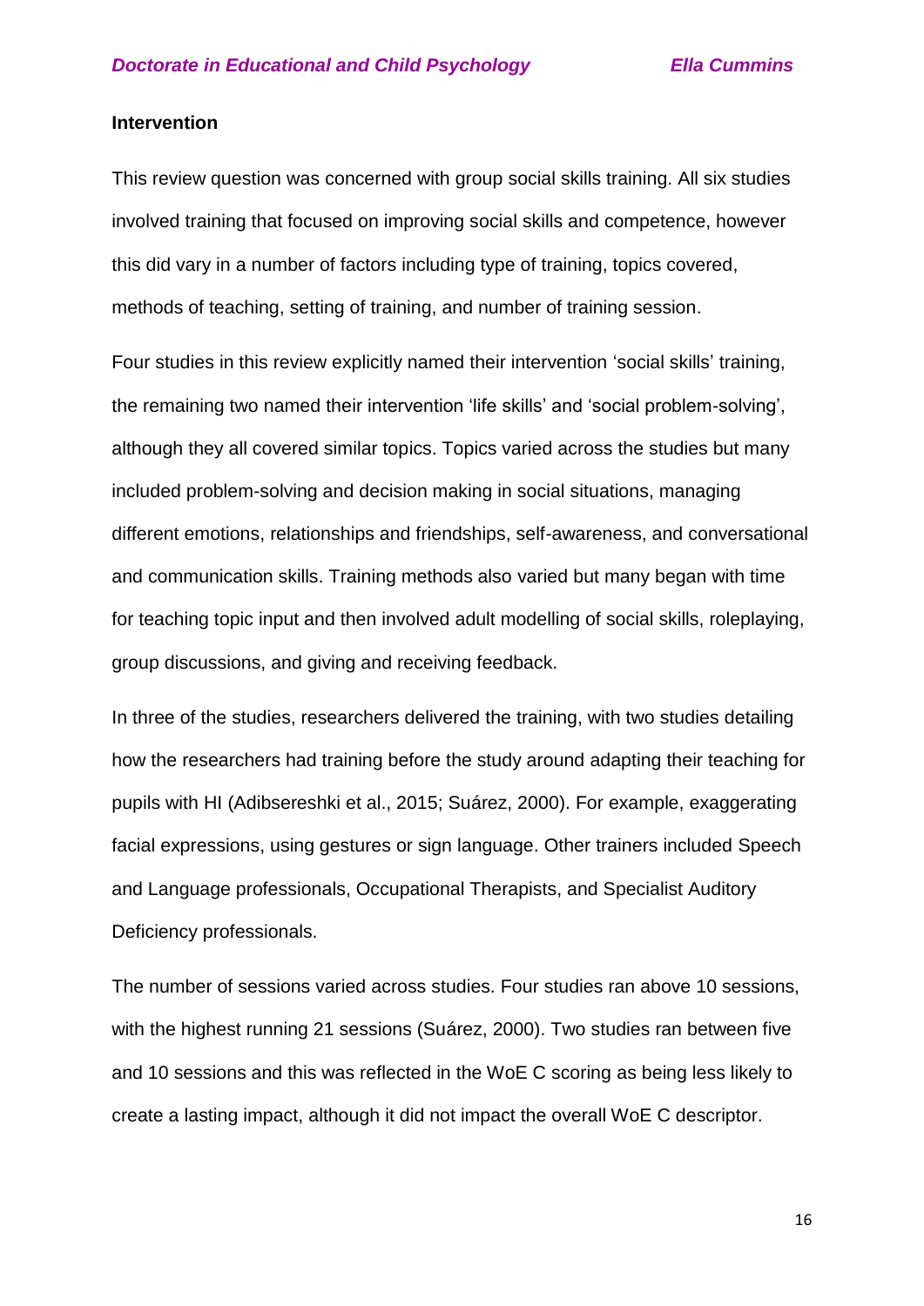### Intervention

This review question was concerned with group social skills training. All six studies involved training that focused on improving social skills and competence, however this did vary in a number of factors including type of training, topics covered, methods of teaching, setting of training, and number of training session.

Four studies in this review explicitly named their intervention 'social skills' training, the remaining two named their intervention 'life skills' and 'social problem-solving', although they all covered similar topics. Topics varied across the studies but many included problem-solving and decision making in social situations, managing different emotions, relationships and friendships, self-awareness, and conversational and communication skills. Training methods also varied but many began with time for teaching topic input and then involved adult modelling of social skills, roleplaying, group discussions, and giving and receiving feedback.

In three of the studies, researchers delivered the training, with two studies detailing how the researchers had training before the study around adapting their teaching for pupils with HI (Adibsereshki et al., 2015; Suárez, 2000). For example, exaggerating facial expressions, using gestures or sign language. Other trainers included Speech and Language professionals, Occupational Therapists, and Specialist Auditory Deficiency professionals.

The number of sessions varied across studies. Four studies ran above 10 sessions, with the highest running 21 sessions (Suárez, 2000). Two studies ran between five and 10 sessions and this was reflected in the WoE C scoring as being less likely to create a lasting impact, although it did not impact the overall WoE C descriptor.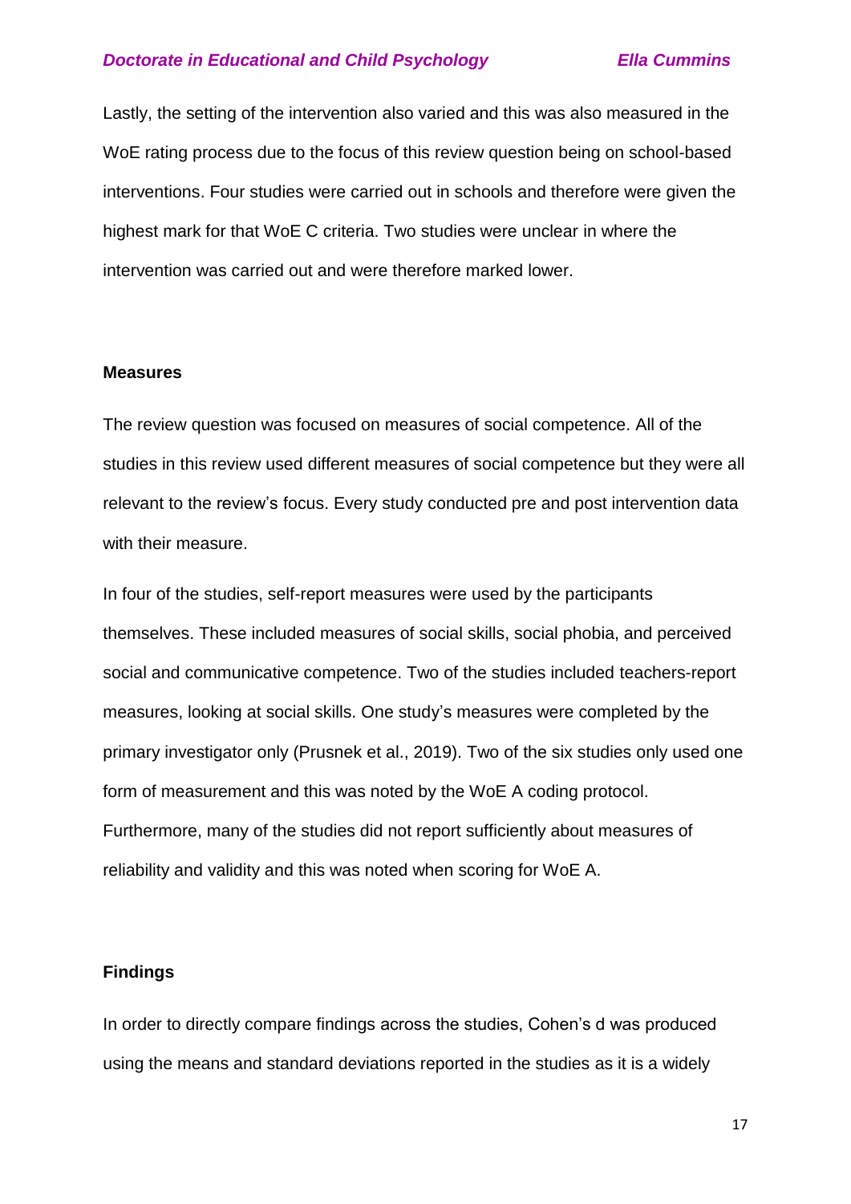Lastly, the setting of the intervention also varied and this was also measured in the WoE rating process due to the focus of this review question being on school-based interventions. Four studies were carried out in schools and therefore were given the highest mark for that WoE C criteria. Two studies were unclear in where the intervention was carried out and were therefore marked lower.

### Measures

The review question was focused on measures of social competence. All of the studies in this review used different measures of social competence but they were all relevant to the review's focus. Every study conducted pre and post intervention data with their measure.

In four of the studies, self-report measures were used by the participants themselves. These included measures of social skills, social phobia, and perceived social and communicative competence. Two of the studies included teachers-report measures, looking at social skills. One study's measures were completed by the primary investigator only (Prusnek et al., 2019). Two of the six studies only used one form of measurement and this was noted by the WoE A coding protocol. Furthermore, many of the studies did not report sufficiently about measures of reliability and validity and this was noted when scoring for WoE A.

### Findings

In order to directly compare findings across the studies, Cohen's d was produced using the means and standard deviations reported in the studies as it is a widely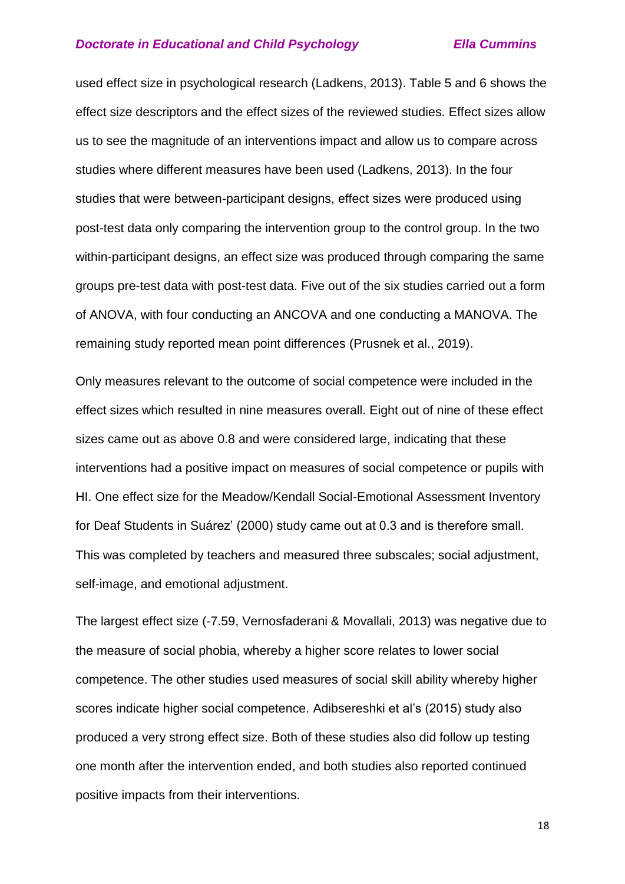used effect size in psychological research (Ladkens, 2013). Table 5 and 6 shows the effect size descriptors and the effect sizes of the reviewed studies. Effect sizes allow us to see the magnitude of an interventions impact and allow us to compare across studies where different measures have been used (Ladkens, 2013). In the four studies that were between-participant designs, effect sizes were produced using post-test data only comparing the intervention group to the control group. In the two within-participant designs, an effect size was produced through comparing the same groups pre-test data with post-test data. Five out of the six studies carried out a form of ANOVA, with four conducting an ANCOVA and one conducting a MANOVA. The remaining study reported mean point differences (Prusnek et al., 2019).

Only measures relevant to the outcome of social competence were included in the effect sizes which resulted in nine measures overall. Eight out of nine of these effect sizes came out as above 0.8 and were considered large, indicating that these interventions had a positive impact on measures of social competence or pupils with HI. One effect size for the Meadow/Kendall Social-Emotional Assessment Inventory for Deaf Students in Suárez' (2000) study came out at 0.3 and is therefore small. This was completed by teachers and measured three subscales; social adjustment, self-image, and emotional adjustment.

The largest effect size (-7.59, Vernosfaderani & Movallali, 2013) was negative due to the measure of social phobia, whereby a higher score relates to lower social competence. The other studies used measures of social skill ability whereby higher scores indicate higher social competence. Adibsereshki et al's (2015) study also produced a very strong effect size. Both of these studies also did follow up testing one month after the intervention ended, and both studies also reported continued positive impacts from their interventions.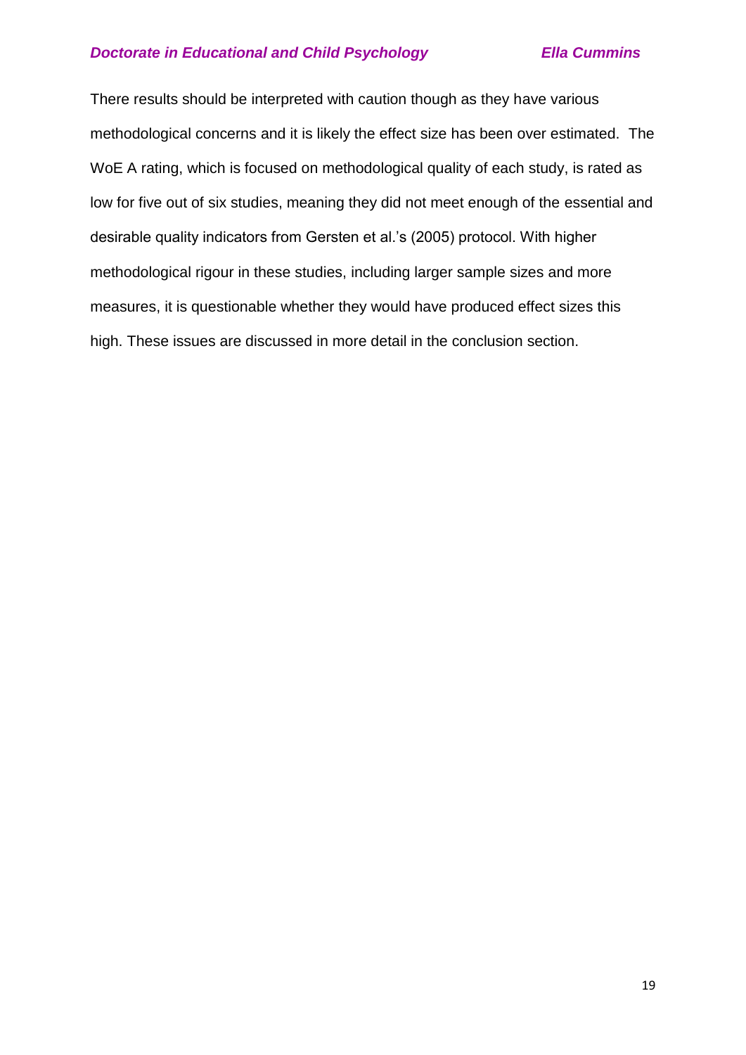There results should be interpreted with caution though as they have various methodological concerns and it is likely the effect size has been over estimated. The WoE A rating, which is focused on methodological quality of each study, is rated as low for five out of six studies, meaning they did not meet enough of the essential and desirable quality indicators from Gersten et al.'s (2005) protocol. With higher methodological rigour in these studies, including larger sample sizes and more measures, it is questionable whether they would have produced effect sizes this high. These issues are discussed in more detail in the conclusion section.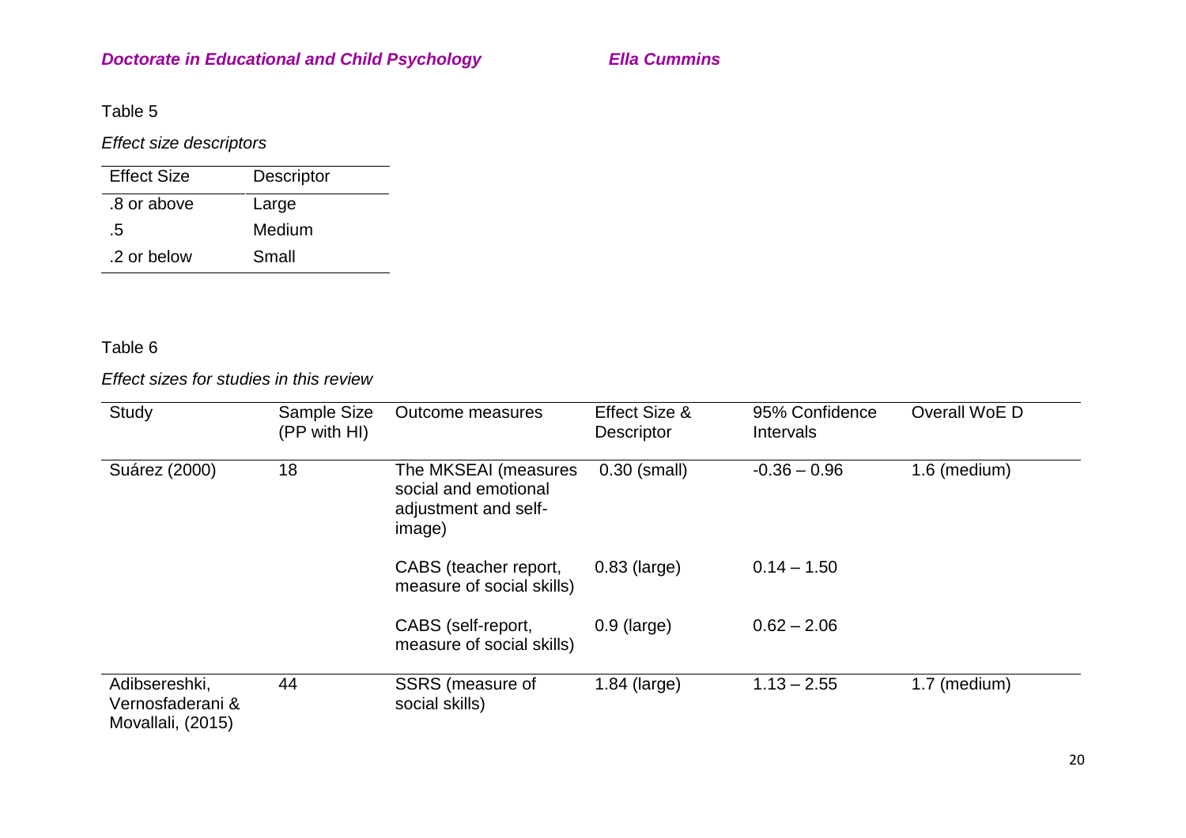Table 5

*Effect size descriptors*

| Effect Size | Descriptor |
|---|---|
| .8 or above | Large |
| .5 | Medium |
| .2 or below | Small |

Table 6

*Effect sizes for studies in this review*

| Study | Sample Size (PP with HI) | Outcome measures | Effect Size & Descriptor | 95% Confidence Intervals | Overall WoE D |
|---|---|---|---|---|---|
| Suárez (2000) | 18 | The MKSEAI (measures social and emotional adjustment and self-image) | 0.30 (small) | -0.36 – 0.96 | 1.6 (medium) |
| | | CABS (teacher report, measure of social skills) | 0.83 (large) | 0.14 – 1.50 | |
| | | CABS (self-report, measure of social skills) | 0.9 (large) | 0.62 – 2.06 | |
| Adibsereshki, Vernosfaderani & Movallali, (2015) | 44 | SSRS (measure of social skills) | 1.84 (large) | 1.13 – 2.55 | 1.7 (medium) |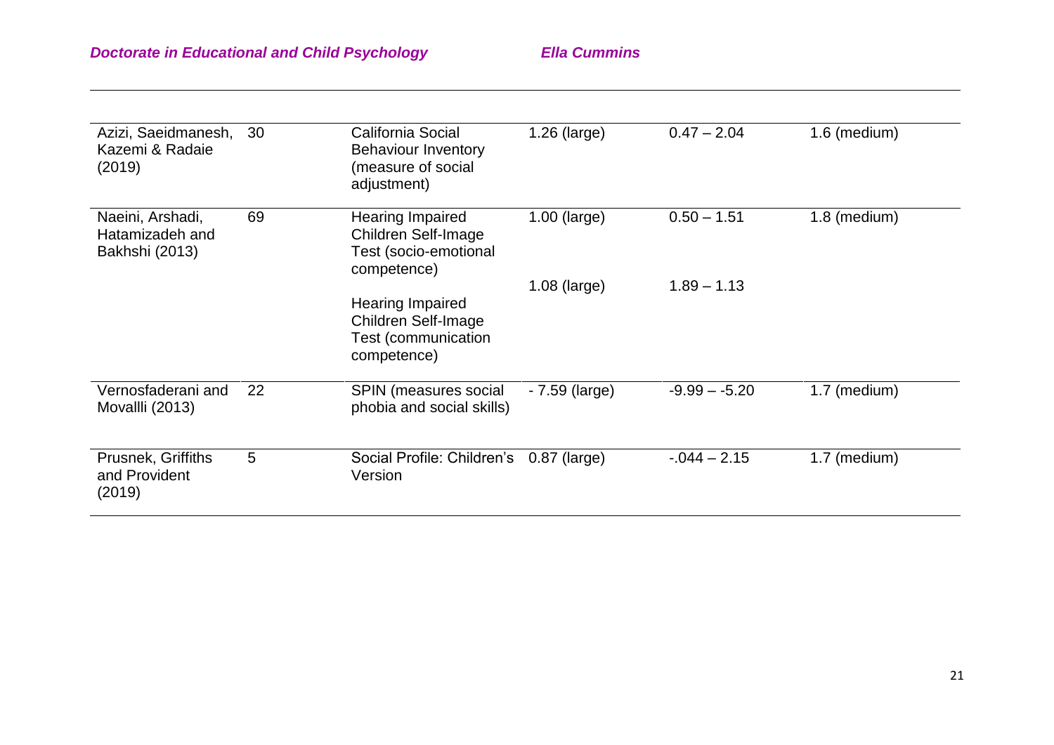| | | | | | |
|---|---|---|---|---|---|
| Azizi, Saeidmanesh, Kazemi & Radaie (2019) | 30 | California Social Behaviour Inventory (measure of social adjustment) | 1.26 (large) | 0.47 – 2.04 | 1.6 (medium) |
| Naeini, Arshadi, Hatamizadeh and Bakhshi (2013) | 69 | Hearing Impaired Children Self-Image Test (socio-emotional competence) | 1.00 (large) | 0.50 – 1.51 | 1.8 (medium) |
| | | Hearing Impaired Children Self-Image Test (communication competence) | 1.08 (large) | 1.89 – 1.13 | |
| Vernosfaderani and Movallli (2013) | 22 | SPIN (measures social phobia and social skills) | - 7.59 (large) | -9.99 – -5.20 | 1.7 (medium) |
| Prusnek, Griffiths and Provident (2019) | 5 | Social Profile: Children's Version | 0.87 (large) | -.044 – 2.15 | 1.7 (medium) |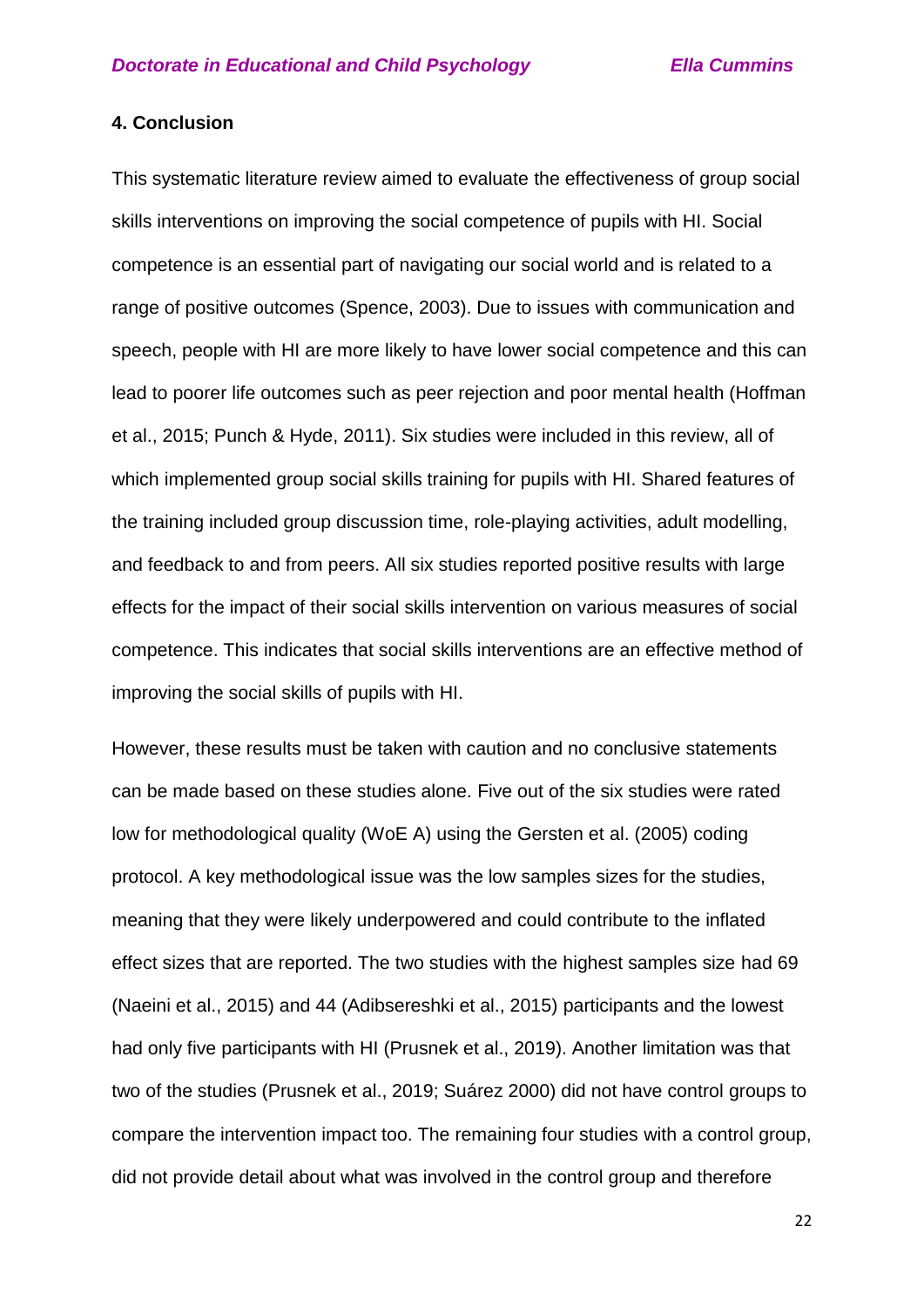## 4. Conclusion

This systematic literature review aimed to evaluate the effectiveness of group social skills interventions on improving the social competence of pupils with HI. Social competence is an essential part of navigating our social world and is related to a range of positive outcomes (Spence, 2003). Due to issues with communication and speech, people with HI are more likely to have lower social competence and this can lead to poorer life outcomes such as peer rejection and poor mental health (Hoffman et al., 2015; Punch & Hyde, 2011). Six studies were included in this review, all of which implemented group social skills training for pupils with HI. Shared features of the training included group discussion time, role-playing activities, adult modelling, and feedback to and from peers. All six studies reported positive results with large effects for the impact of their social skills intervention on various measures of social competence. This indicates that social skills interventions are an effective method of improving the social skills of pupils with HI.

However, these results must be taken with caution and no conclusive statements can be made based on these studies alone. Five out of the six studies were rated low for methodological quality (WoE A) using the Gersten et al. (2005) coding protocol. A key methodological issue was the low samples sizes for the studies, meaning that they were likely underpowered and could contribute to the inflated effect sizes that are reported. The two studies with the highest samples size had 69 (Naeini et al., 2015) and 44 (Adibsereshki et al., 2015) participants and the lowest had only five participants with HI (Prusnek et al., 2019). Another limitation was that two of the studies (Prusnek et al., 2019; Suárez 2000) did not have control groups to compare the intervention impact too. The remaining four studies with a control group, did not provide detail about what was involved in the control group and therefore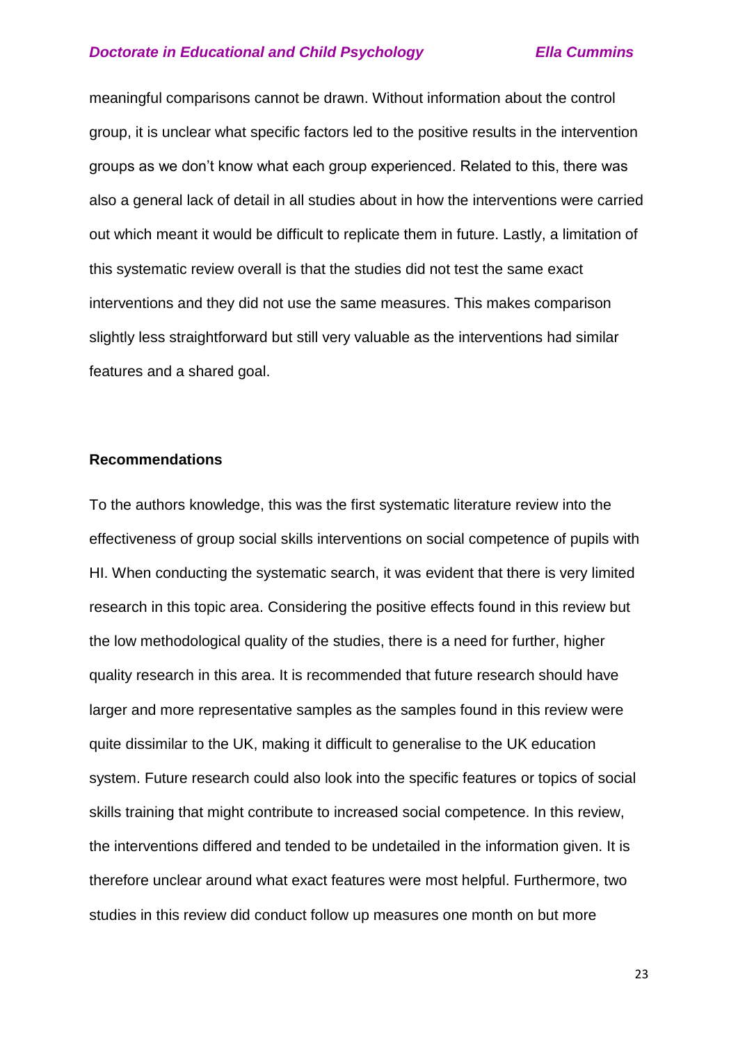meaningful comparisons cannot be drawn. Without information about the control group, it is unclear what specific factors led to the positive results in the intervention groups as we don't know what each group experienced. Related to this, there was also a general lack of detail in all studies about in how the interventions were carried out which meant it would be difficult to replicate them in future. Lastly, a limitation of this systematic review overall is that the studies did not test the same exact interventions and they did not use the same measures. This makes comparison slightly less straightforward but still very valuable as the interventions had similar features and a shared goal.

## Recommendations

To the authors knowledge, this was the first systematic literature review into the effectiveness of group social skills interventions on social competence of pupils with HI. When conducting the systematic search, it was evident that there is very limited research in this topic area. Considering the positive effects found in this review but the low methodological quality of the studies, there is a need for further, higher quality research in this area. It is recommended that future research should have larger and more representative samples as the samples found in this review were quite dissimilar to the UK, making it difficult to generalise to the UK education system. Future research could also look into the specific features or topics of social skills training that might contribute to increased social competence. In this review, the interventions differed and tended to be undetailed in the information given. It is therefore unclear around what exact features were most helpful. Furthermore, two studies in this review did conduct follow up measures one month on but more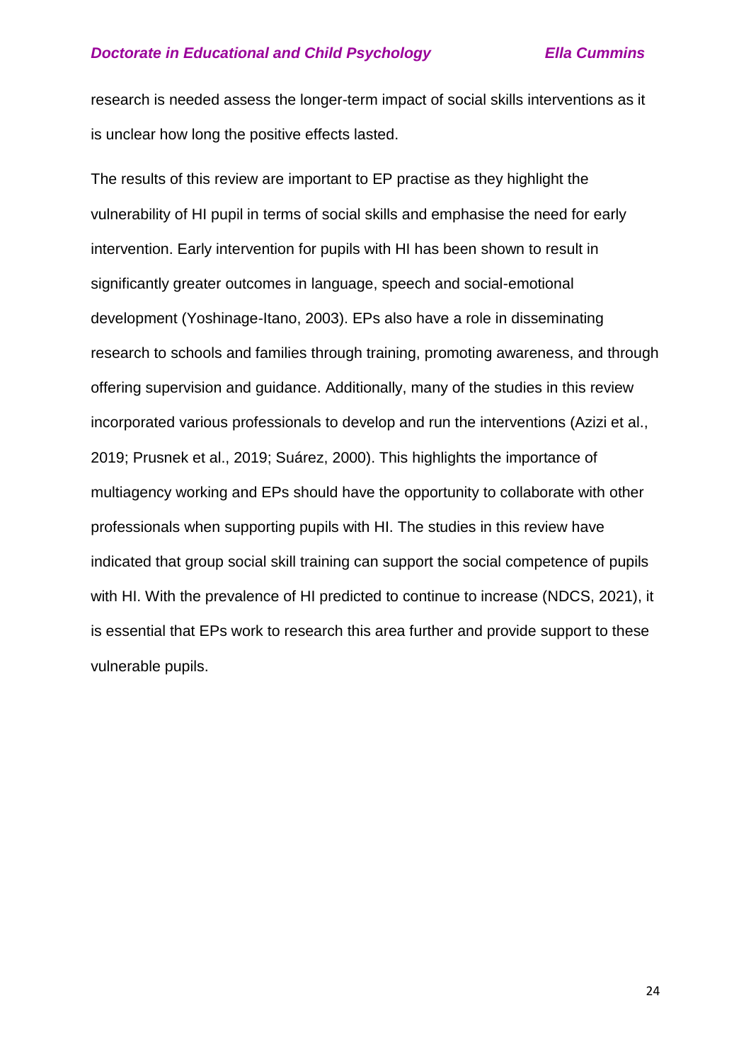research is needed assess the longer-term impact of social skills interventions as it is unclear how long the positive effects lasted.

The results of this review are important to EP practise as they highlight the vulnerability of HI pupil in terms of social skills and emphasise the need for early intervention. Early intervention for pupils with HI has been shown to result in significantly greater outcomes in language, speech and social-emotional development (Yoshinage-Itano, 2003). EPs also have a role in disseminating research to schools and families through training, promoting awareness, and through offering supervision and guidance. Additionally, many of the studies in this review incorporated various professionals to develop and run the interventions (Azizi et al., 2019; Prusnek et al., 2019; Suárez, 2000). This highlights the importance of multiagency working and EPs should have the opportunity to collaborate with other professionals when supporting pupils with HI. The studies in this review have indicated that group social skill training can support the social competence of pupils with HI. With the prevalence of HI predicted to continue to increase (NDCS, 2021), it is essential that EPs work to research this area further and provide support to these vulnerable pupils.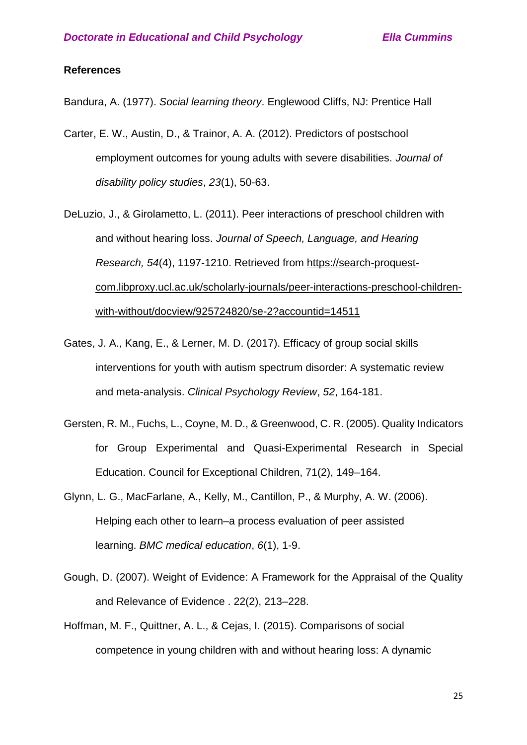**References**

Bandura, A. (1977). *Social learning theory*. Englewood Cliffs, NJ: Prentice Hall

Carter, E. W., Austin, D., & Trainor, A. A. (2012). Predictors of postschool employment outcomes for young adults with severe disabilities. *Journal of disability policy studies*, *23*(1), 50-63.

DeLuzio, J., & Girolametto, L. (2011). Peer interactions of preschool children with and without hearing loss. *Journal of Speech, Language, and Hearing Research, 54*(4), 1197-1210. Retrieved from https://search-proquest-com.libproxy.ucl.ac.uk/scholarly-journals/peer-interactions-preschool-children-with-without/docview/925724820/se-2?accountid=14511

Gates, J. A., Kang, E., & Lerner, M. D. (2017). Efficacy of group social skills interventions for youth with autism spectrum disorder: A systematic review and meta-analysis. *Clinical Psychology Review*, *52*, 164-181.

Gersten, R. M., Fuchs, L., Coyne, M. D., & Greenwood, C. R. (2005). Quality Indicators for Group Experimental and Quasi-Experimental Research in Special Education. Council for Exceptional Children, 71(2), 149–164.

Glynn, L. G., MacFarlane, A., Kelly, M., Cantillon, P., & Murphy, A. W. (2006). Helping each other to learn–a process evaluation of peer assisted learning. *BMC medical education*, *6*(1), 1-9.

Gough, D. (2007). Weight of Evidence: A Framework for the Appraisal of the Quality and Relevance of Evidence . 22(2), 213–228.

Hoffman, M. F., Quittner, A. L., & Cejas, I. (2015). Comparisons of social competence in young children with and without hearing loss: A dynamic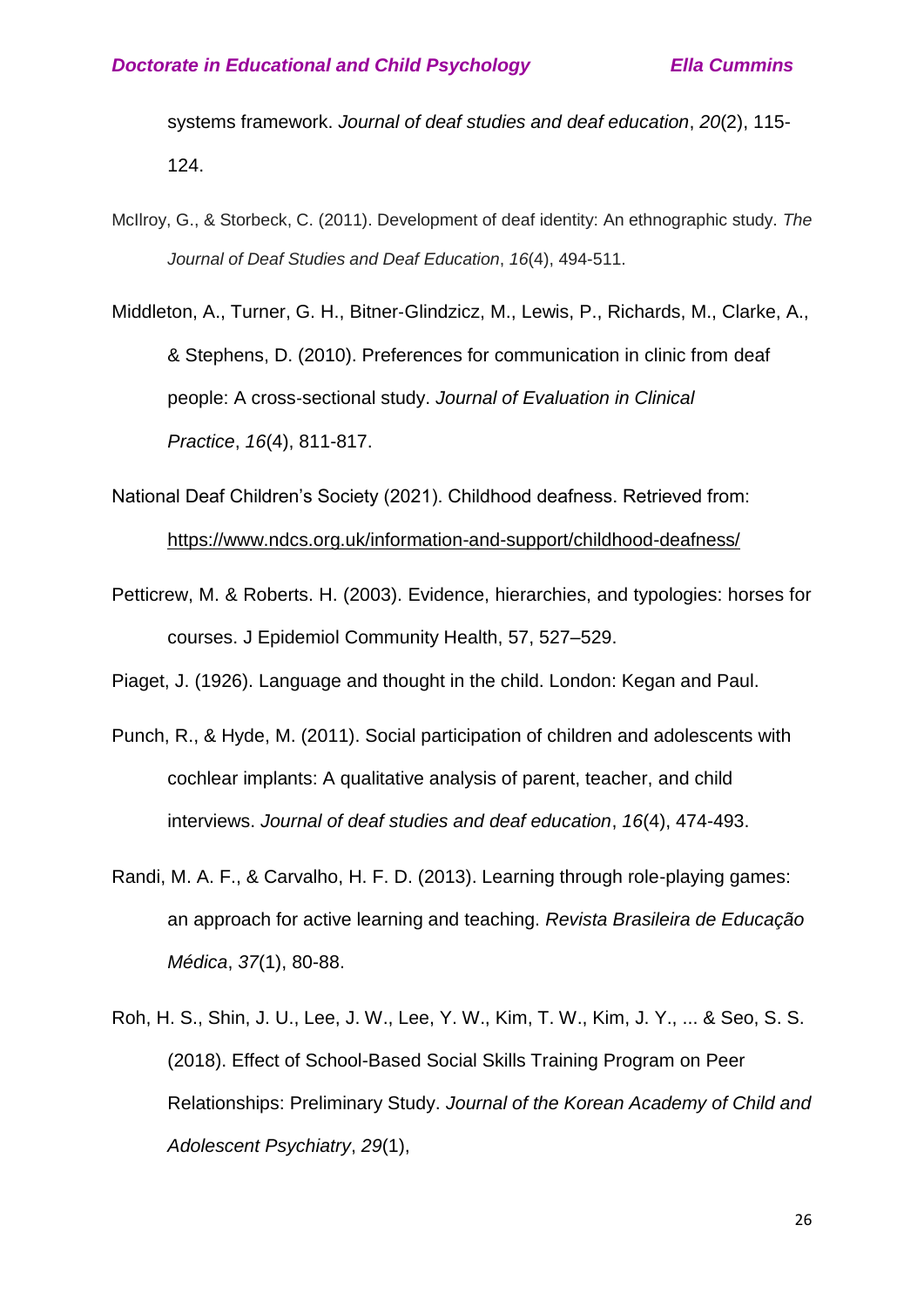systems framework. *Journal of deaf studies and deaf education*, *20*(2), 115-124.

McIlroy, G., & Storbeck, C. (2011). Development of deaf identity: An ethnographic study. *The Journal of Deaf Studies and Deaf Education*, *16*(4), 494-511.

Middleton, A., Turner, G. H., Bitner‐Glindzicz, M., Lewis, P., Richards, M., Clarke, A., & Stephens, D. (2010). Preferences for communication in clinic from deaf people: A cross‐sectional study. *Journal of Evaluation in Clinical Practice*, *16*(4), 811-817.

National Deaf Children's Society (2021). Childhood deafness. Retrieved from: https://www.ndcs.org.uk/information-and-support/childhood-deafness/

Petticrew, M. & Roberts. H. (2003). Evidence, hierarchies, and typologies: horses for courses. J Epidemiol Community Health, 57, 527–529.

Piaget, J. (1926). Language and thought in the child. London: Kegan and Paul.

Punch, R., & Hyde, M. (2011). Social participation of children and adolescents with cochlear implants: A qualitative analysis of parent, teacher, and child interviews. *Journal of deaf studies and deaf education*, *16*(4), 474-493.

Randi, M. A. F., & Carvalho, H. F. D. (2013). Learning through role-playing games: an approach for active learning and teaching. *Revista Brasileira de Educação Médica*, *37*(1), 80-88.

Roh, H. S., Shin, J. U., Lee, J. W., Lee, Y. W., Kim, T. W., Kim, J. Y., ... & Seo, S. S. (2018). Effect of School-Based Social Skills Training Program on Peer Relationships: Preliminary Study. *Journal of the Korean Academy of Child and Adolescent Psychiatry*, *29*(1),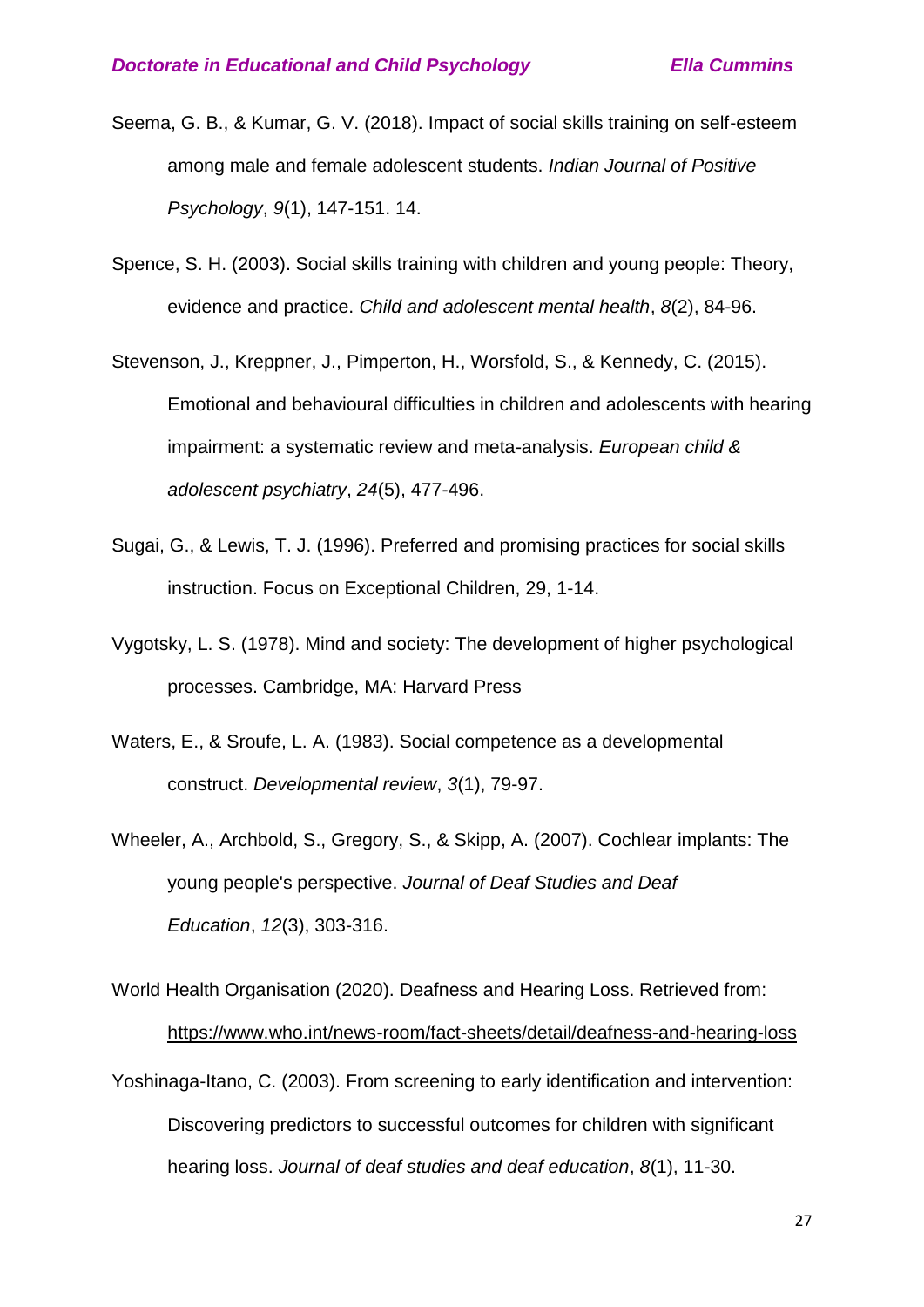Seema, G. B., & Kumar, G. V. (2018). Impact of social skills training on self-esteem among male and female adolescent students. *Indian Journal of Positive Psychology*, *9*(1), 147-151. 14.

Spence, S. H. (2003). Social skills training with children and young people: Theory, evidence and practice. *Child and adolescent mental health*, *8*(2), 84-96.

Stevenson, J., Kreppner, J., Pimperton, H., Worsfold, S., & Kennedy, C. (2015). Emotional and behavioural difficulties in children and adolescents with hearing impairment: a systematic review and meta-analysis. *European child & adolescent psychiatry*, *24*(5), 477-496.

Sugai, G., & Lewis, T. J. (1996). Preferred and promising practices for social skills instruction. Focus on Exceptional Children, 29, 1-14.

Vygotsky, L. S. (1978). Mind and society: The development of higher psychological processes. Cambridge, MA: Harvard Press

Waters, E., & Sroufe, L. A. (1983). Social competence as a developmental construct. *Developmental review*, *3*(1), 79-97.

Wheeler, A., Archbold, S., Gregory, S., & Skipp, A. (2007). Cochlear implants: The young people's perspective. *Journal of Deaf Studies and Deaf Education*, *12*(3), 303-316.

World Health Organisation (2020). Deafness and Hearing Loss. Retrieved from: https://www.who.int/news-room/fact-sheets/detail/deafness-and-hearing-loss

Yoshinaga-Itano, C. (2003). From screening to early identification and intervention: Discovering predictors to successful outcomes for children with significant hearing loss. *Journal of deaf studies and deaf education*, *8*(1), 11-30.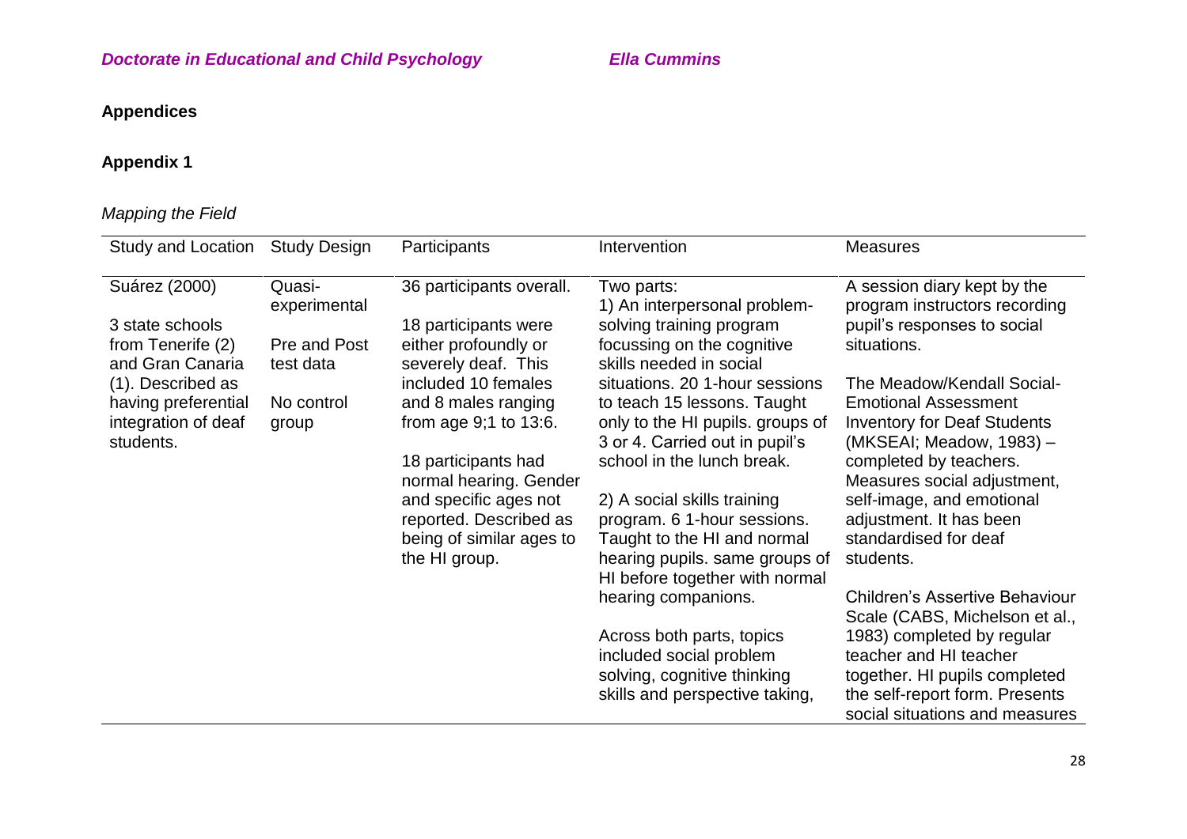## Appendices

### Appendix 1

*Mapping the Field*

| Study and Location | Study Design | Participants | Intervention | Measures |
|---|---|---|---|---|
| Suárez (2000)<br><br>3 state schools from Tenerife (2) and Gran Canaria (1). Described as having preferential integration of deaf students. | Quasi-experimental<br><br>Pre and Post test data<br><br>No control group | 36 participants overall.<br><br>18 participants were either profoundly or severely deaf. This included 10 females and 8 males ranging from age 9;1 to 13:6.<br><br>18 participants had normal hearing. Gender and specific ages not reported. Described as being of similar ages to the HI group. | Two parts:<br>1) An interpersonal problem-solving training program focussing on the cognitive skills needed in social situations. 20 1-hour sessions to teach 15 lessons. Taught only to the HI pupils. groups of 3 or 4. Carried out in pupil's school in the lunch break.<br><br>2) A social skills training program. 6 1-hour sessions. Taught to the HI and normal hearing pupils. same groups of HI before together with normal hearing companions.<br><br>Across both parts, topics included social problem solving, cognitive thinking skills and perspective taking, | A session diary kept by the program instructors recording pupil's responses to social situations.<br><br>The Meadow/Kendall Social-Emotional Assessment Inventory for Deaf Students (MKSEAI; Meadow, 1983) – completed by teachers. Measures social adjustment, self-image, and emotional adjustment. It has been standardised for deaf students.<br><br>Children's Assertive Behaviour Scale (CABS, Michelson et al., 1983) completed by regular teacher and HI teacher together. HI pupils completed the self-report form. Presents social situations and measures |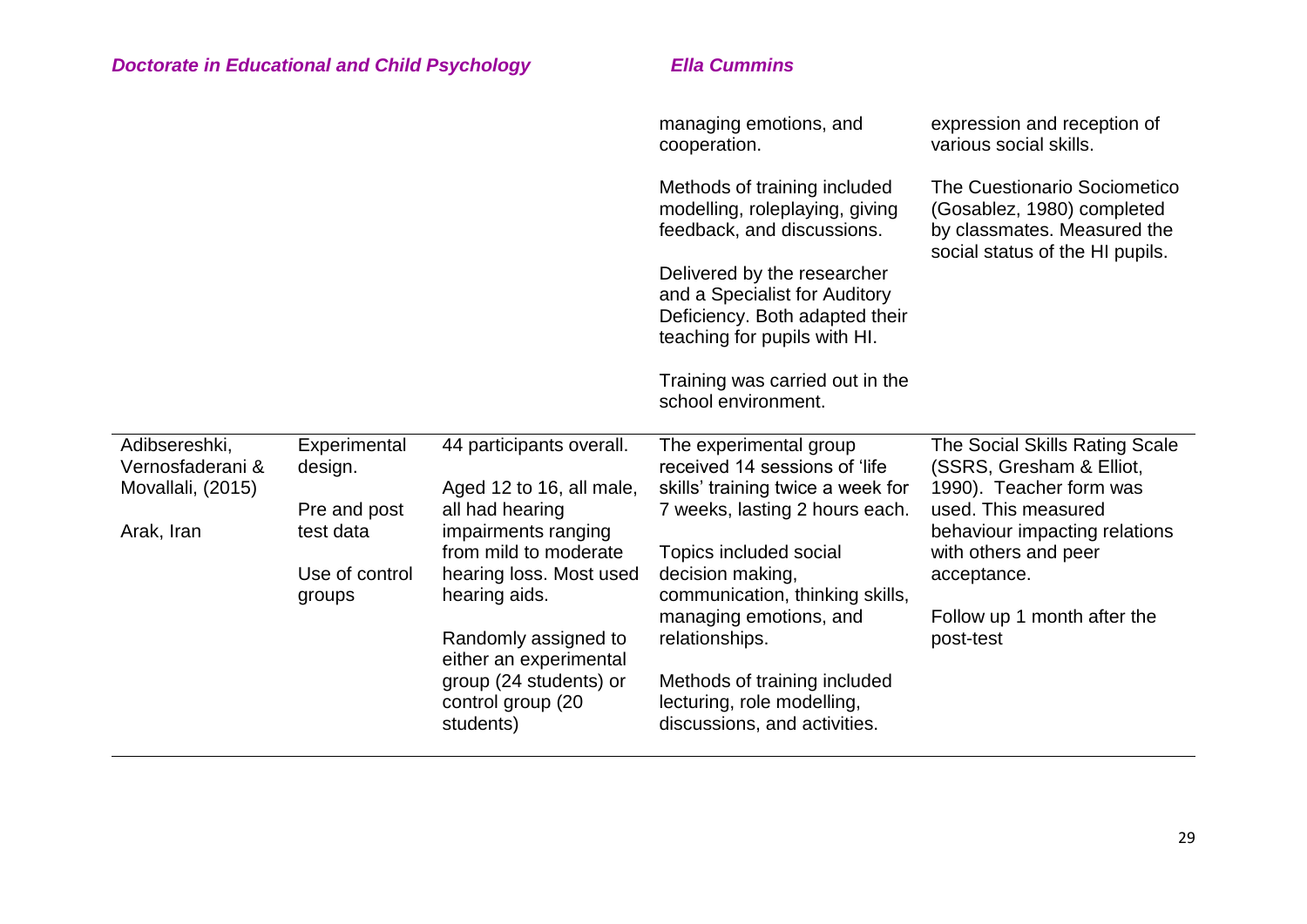| | | | | |
|---|---|---|---|---|
| | | | managing emotions, and cooperation.<br><br>Methods of training included modelling, roleplaying, giving feedback, and discussions.<br><br>Delivered by the researcher and a Specialist for Auditory Deficiency. Both adapted their teaching for pupils with HI.<br><br>Training was carried out in the school environment. | expression and reception of various social skills.<br><br>The Cuestionario Sociometico (Gosablez, 1980) completed by classmates. Measured the social status of the HI pupils. |
| Adibsereshki, Vernosfaderani & Movallali, (2015)<br><br>Arak, Iran | Experimental design.<br><br>Pre and post test data<br><br>Use of control groups | 44 participants overall.<br><br>Aged 12 to 16, all male, all had hearing impairments ranging from mild to moderate hearing loss. Most used hearing aids.<br><br>Randomly assigned to either an experimental group (24 students) or control group (20 students) | The experimental group received 14 sessions of 'life skills' training twice a week for 7 weeks, lasting 2 hours each.<br><br>Topics included social decision making, communication, thinking skills, managing emotions, and relationships.<br><br>Methods of training included lecturing, role modelling, discussions, and activities. | The Social Skills Rating Scale (SSRS, Gresham & Elliot, 1990). Teacher form was used. This measured behaviour impacting relations with others and peer acceptance.<br><br>Follow up 1 month after the post-test |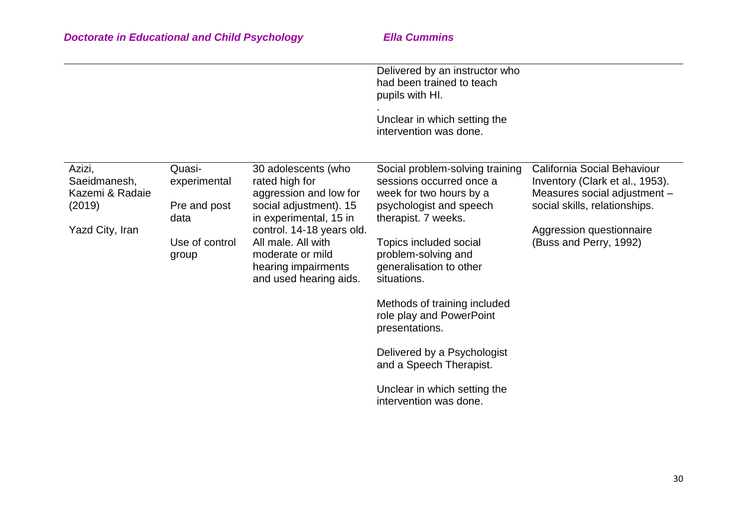| | | | | |
|---|---|---|---|---|
| | | | Delivered by an instructor who had been trained to teach pupils with HI.<br><br>.<br>Unclear in which setting the intervention was done. | |
| Azizi, Saeidmanesh, Kazemi & Radaie (2019)<br><br>Yazd City, Iran | Quasi-experimental<br><br>Pre and post data<br><br>Use of control group | 30 adolescents (who rated high for aggression and low for social adjustment). 15 in experimental, 15 in control. 14-18 years old. All male. All with moderate or mild hearing impairments and used hearing aids. | Social problem-solving training sessions occurred once a week for two hours by a psychologist and speech therapist. 7 weeks.<br><br>Topics included social problem-solving and generalisation to other situations.<br><br>Methods of training included role play and PowerPoint presentations.<br><br>Delivered by a Psychologist and a Speech Therapist.<br><br>Unclear in which setting the intervention was done. | California Social Behaviour Inventory (Clark et al., 1953). Measures social adjustment – social skills, relationships.<br><br>Aggression questionnaire (Buss and Perry, 1992) |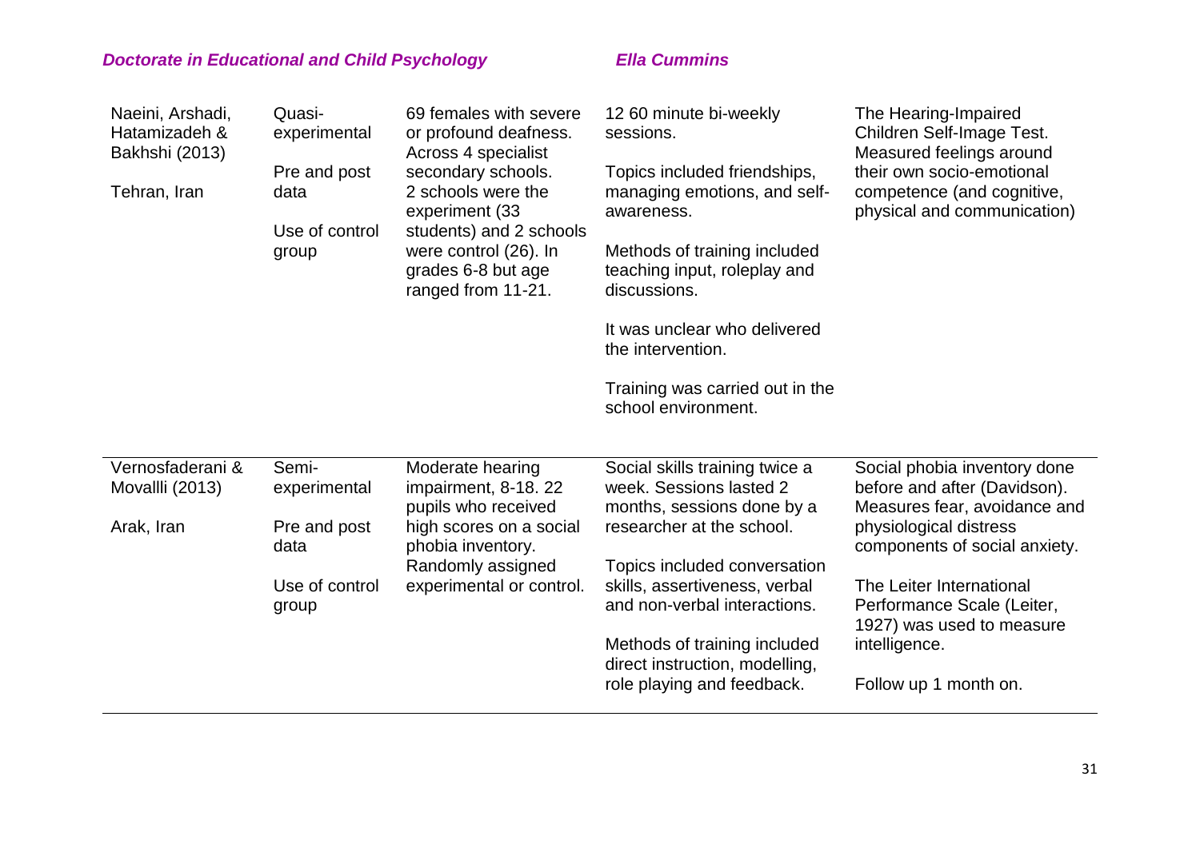| | | | | |
|---|---|---|---|---|
| Naeini, Arshadi, Hatamizadeh & Bakhshi (2013)<br><br>Tehran, Iran | Quasi-experimental<br><br>Pre and post data<br><br>Use of control group | 69 females with severe or profound deafness. Across 4 specialist secondary schools. 2 schools were the experiment (33 students) and 2 schools were control (26). In grades 6-8 but age ranged from 11-21. | 12 60 minute bi-weekly sessions.<br><br>Topics included friendships, managing emotions, and self-awareness.<br><br>Methods of training included teaching input, roleplay and discussions.<br><br>It was unclear who delivered the intervention.<br><br>Training was carried out in the school environment. | The Hearing-Impaired Children Self-Image Test. Measured feelings around their own socio-emotional competence (and cognitive, physical and communication) |
| Vernosfaderani & Movallli (2013)<br><br>Arak, Iran | Semi-experimental<br><br>Pre and post data<br><br>Use of control group | Moderate hearing impairment, 8-18. 22 pupils who received high scores on a social phobia inventory. Randomly assigned experimental or control. | Social skills training twice a week. Sessions lasted 2 months, sessions done by a researcher at the school.<br><br>Topics included conversation skills, assertiveness, verbal and non-verbal interactions.<br><br>Methods of training included direct instruction, modelling, role playing and feedback. | Social phobia inventory done before and after (Davidson). Measures fear, avoidance and physiological distress components of social anxiety.<br><br>The Leiter International Performance Scale (Leiter, 1927) was used to measure intelligence.<br><br>Follow up 1 month on. |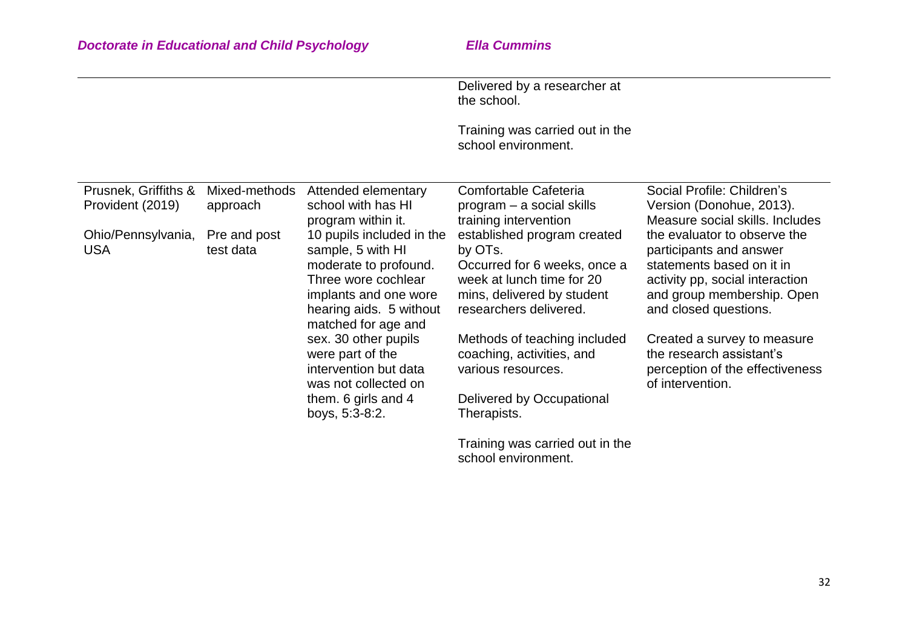| | | | | |
|---|---|---|---|---|
| | | | Delivered by a researcher at the school.<br><br>Training was carried out in the school environment. | |
| Prusnek, Griffiths & Provident (2019)<br><br>Ohio/Pennsylvania, USA | Mixed-methods approach<br><br>Pre and post test data | Attended elementary school with has HI program within it. 10 pupils included in the sample, 5 with HI moderate to profound. Three wore cochlear implants and one wore hearing aids. 5 without matched for age and sex. 30 other pupils were part of the intervention but data was not collected on them. 6 girls and 4 boys, 5:3-8:2. | Comfortable Cafeteria program – a social skills training intervention established program created by OTs. Occurred for 6 weeks, once a week at lunch time for 20 mins, delivered by student researchers delivered.<br><br>Methods of teaching included coaching, activities, and various resources.<br><br>Delivered by Occupational Therapists.<br><br>Training was carried out in the school environment. | Social Profile: Children's Version (Donohue, 2013). Measure social skills. Includes the evaluator to observe the participants and answer statements based on it in activity pp, social interaction and group membership. Open and closed questions.<br><br>Created a survey to measure the research assistant's perception of the effectiveness of intervention. |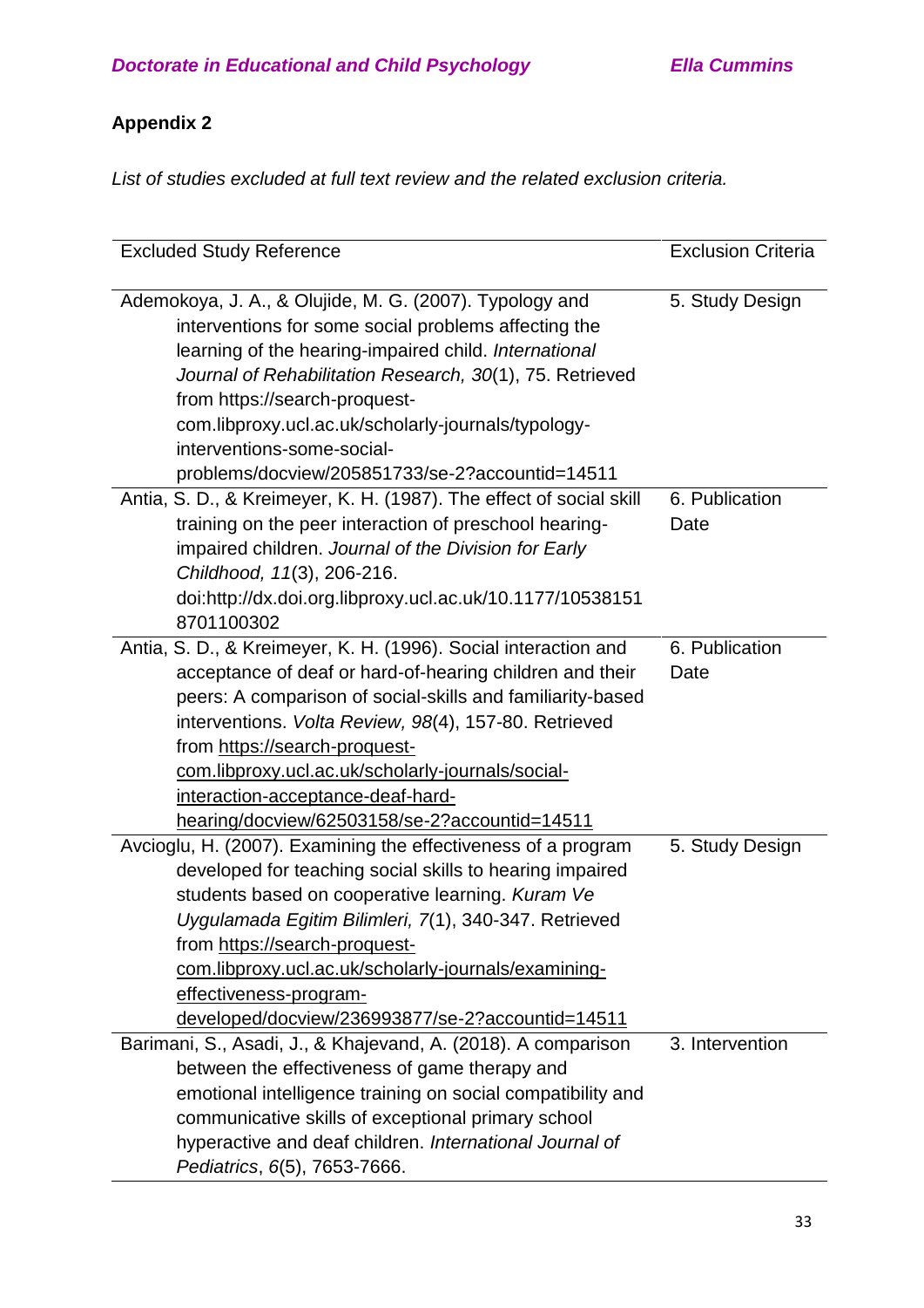## Appendix 2

*List of studies excluded at full text review and the related exclusion criteria.*

| Excluded Study Reference | Exclusion Criteria |
|---|---|
| Ademokoya, J. A., & Olujide, M. G. (2007). Typology and interventions for some social problems affecting the learning of the hearing-impaired child. *International Journal of Rehabilitation Research, 30*(1), 75. Retrieved from https://search-proquest-com.libproxy.ucl.ac.uk/scholarly-journals/typology-interventions-some-social-problems/docview/205851733/se-2?accountid=14511 | 5. Study Design |
| Antia, S. D., & Kreimeyer, K. H. (1987). The effect of social skill training on the peer interaction of preschool hearing-impaired children. *Journal of the Division for Early Childhood, 11*(3), 206-216. doi:http://dx.doi.org.libproxy.ucl.ac.uk/10.1177/105381518701100302 | 6. Publication Date |
| Antia, S. D., & Kreimeyer, K. H. (1996). Social interaction and acceptance of deaf or hard-of-hearing children and their peers: A comparison of social-skills and familiarity-based interventions. *Volta Review, 98*(4), 157-80. Retrieved from https://search-proquest-com.libproxy.ucl.ac.uk/scholarly-journals/social-interaction-acceptance-deaf-hard-hearing/docview/62503158/se-2?accountid=14511 | 6. Publication Date |
| Avcioglu, H. (2007). Examining the effectiveness of a program developed for teaching social skills to hearing impaired students based on cooperative learning. *Kuram Ve Uygulamada Egitim Bilimleri, 7*(1), 340-347. Retrieved from https://search-proquest-com.libproxy.ucl.ac.uk/scholarly-journals/examining-effectiveness-program-developed/docview/236993877/se-2?accountid=14511 | 5. Study Design |
| Barimani, S., Asadi, J., & Khajevand, A. (2018). A comparison between the effectiveness of game therapy and emotional intelligence training on social compatibility and communicative skills of exceptional primary school hyperactive and deaf children. *International Journal of Pediatrics*, *6*(5), 7653-7666. | 3. Intervention |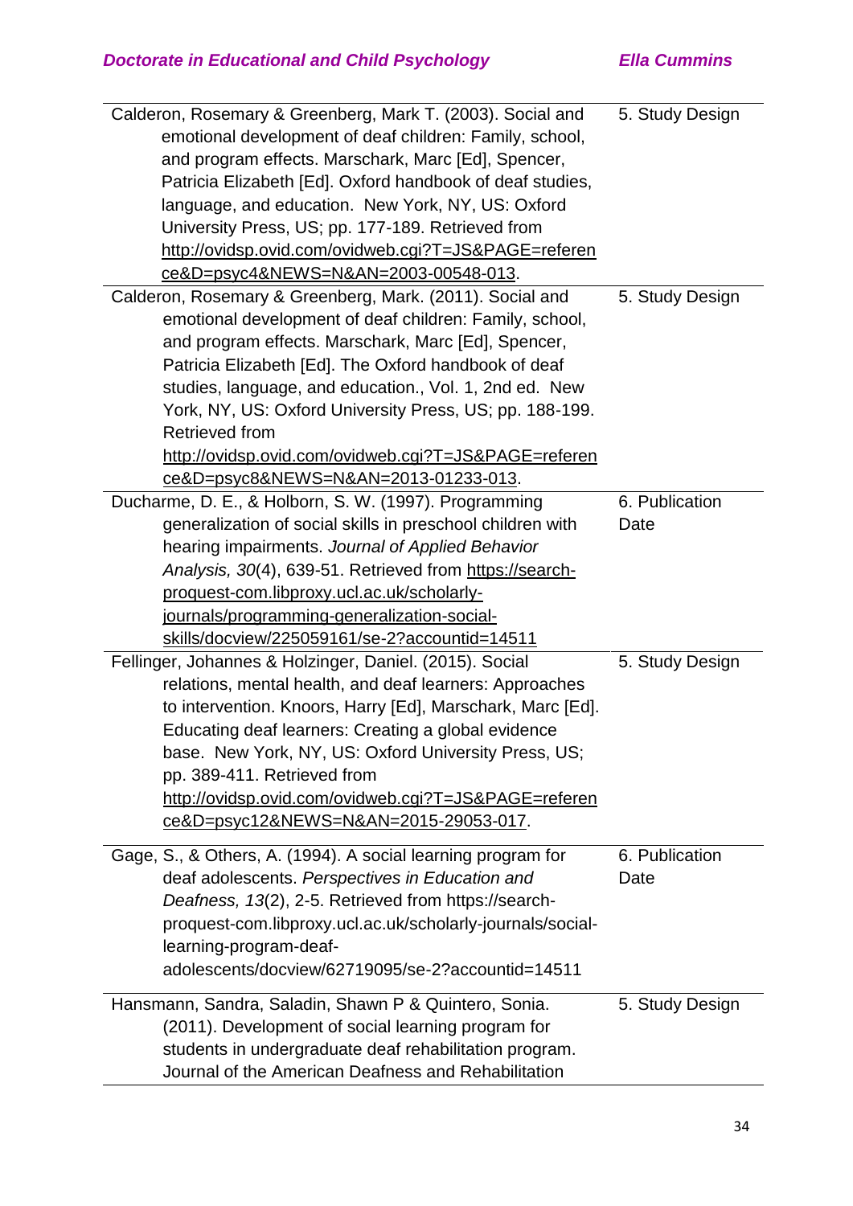| | |
|---|---|
| Calderon, Rosemary & Greenberg, Mark T. (2003). Social and emotional development of deaf children: Family, school, and program effects. Marschark, Marc [Ed], Spencer, Patricia Elizabeth [Ed]. Oxford handbook of deaf studies, language, and education. New York, NY, US: Oxford University Press, US; pp. 177-189. Retrieved from http://ovidsp.ovid.com/ovidweb.cgi?T=JS&PAGE=reference&D=psyc4&NEWS=N&AN=2003-00548-013. | 5. Study Design |
| Calderon, Rosemary & Greenberg, Mark. (2011). Social and emotional development of deaf children: Family, school, and program effects. Marschark, Marc [Ed], Spencer, Patricia Elizabeth [Ed]. The Oxford handbook of deaf studies, language, and education., Vol. 1, 2nd ed. New York, NY, US: Oxford University Press, US; pp. 188-199. Retrieved from http://ovidsp.ovid.com/ovidweb.cgi?T=JS&PAGE=reference&D=psyc8&NEWS=N&AN=2013-01233-013. | 5. Study Design |
| Ducharme, D. E., & Holborn, S. W. (1997). Programming generalization of social skills in preschool children with hearing impairments. *Journal of Applied Behavior Analysis, 30*(4), 639-51. Retrieved from https://search-proquest-com.libproxy.ucl.ac.uk/scholarly-journals/programming-generalization-social-skills/docview/225059161/se-2?accountid=14511 | 6. Publication Date |
| Fellinger, Johannes & Holzinger, Daniel. (2015). Social relations, mental health, and deaf learners: Approaches to intervention. Knoors, Harry [Ed], Marschark, Marc [Ed]. Educating deaf learners: Creating a global evidence base. New York, NY, US: Oxford University Press, US; pp. 389-411. Retrieved from http://ovidsp.ovid.com/ovidweb.cgi?T=JS&PAGE=reference&D=psyc12&NEWS=N&AN=2015-29053-017. | 5. Study Design |
| Gage, S., & Others, A. (1994). A social learning program for deaf adolescents. *Perspectives in Education and Deafness, 13*(2), 2-5. Retrieved from https://search-proquest-com.libproxy.ucl.ac.uk/scholarly-journals/social-learning-program-deaf-adolescents/docview/62719095/se-2?accountid=14511 | 6. Publication Date |
| Hansmann, Sandra, Saladin, Shawn P & Quintero, Sonia. (2011). Development of social learning program for students in undergraduate deaf rehabilitation program. Journal of the American Deafness and Rehabilitation | 5. Study Design |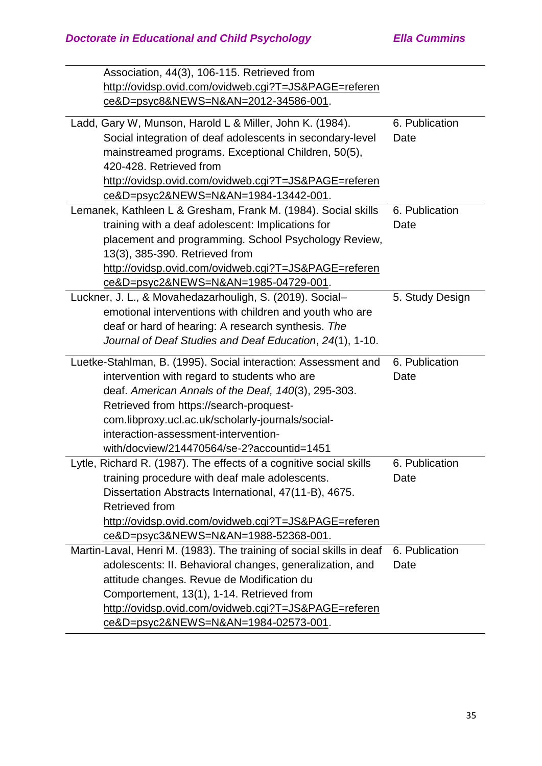| | |
|---|---|
| Association, 44(3), 106-115. Retrieved from http://ovidsp.ovid.com/ovidweb.cgi?T=JS&PAGE=reference&D=psyc8&NEWS=N&AN=2012-34586-001. | |
| Ladd, Gary W, Munson, Harold L & Miller, John K. (1984). Social integration of deaf adolescents in secondary-level mainstreamed programs. Exceptional Children, 50(5), 420-428. Retrieved from http://ovidsp.ovid.com/ovidweb.cgi?T=JS&PAGE=reference&D=psyc2&NEWS=N&AN=1984-13442-001. | 6. Publication Date |
| Lemanek, Kathleen L & Gresham, Frank M. (1984). Social skills training with a deaf adolescent: Implications for placement and programming. School Psychology Review, 13(3), 385-390. Retrieved from http://ovidsp.ovid.com/ovidweb.cgi?T=JS&PAGE=reference&D=psyc2&NEWS=N&AN=1985-04729-001. | 6. Publication Date |
| Luckner, J. L., & Movahedazarhouligh, S. (2019). Social–emotional interventions with children and youth who are deaf or hard of hearing: A research synthesis. *The Journal of Deaf Studies and Deaf Education*, *24*(1), 1-10. | 5. Study Design |
| Luetke-Stahlman, B. (1995). Social interaction: Assessment and intervention with regard to students who are deaf. *American Annals of the Deaf, 140*(3), 295-303. Retrieved from https://search-proquest-com.libproxy.ucl.ac.uk/scholarly-journals/social-interaction-assessment-intervention-with/docview/214470564/se-2?accountid=1451 | 6. Publication Date |
| Lytle, Richard R. (1987). The effects of a cognitive social skills training procedure with deaf male adolescents. Dissertation Abstracts International, 47(11-B), 4675. Retrieved from http://ovidsp.ovid.com/ovidweb.cgi?T=JS&PAGE=reference&D=psyc3&NEWS=N&AN=1988-52368-001. | 6. Publication Date |
| Martin-Laval, Henri M. (1983). The training of social skills in deaf adolescents: II. Behavioral changes, generalization, and attitude changes. Revue de Modification du Comportement, 13(1), 1-14. Retrieved from http://ovidsp.ovid.com/ovidweb.cgi?T=JS&PAGE=reference&D=psyc2&NEWS=N&AN=1984-02573-001. | 6. Publication Date |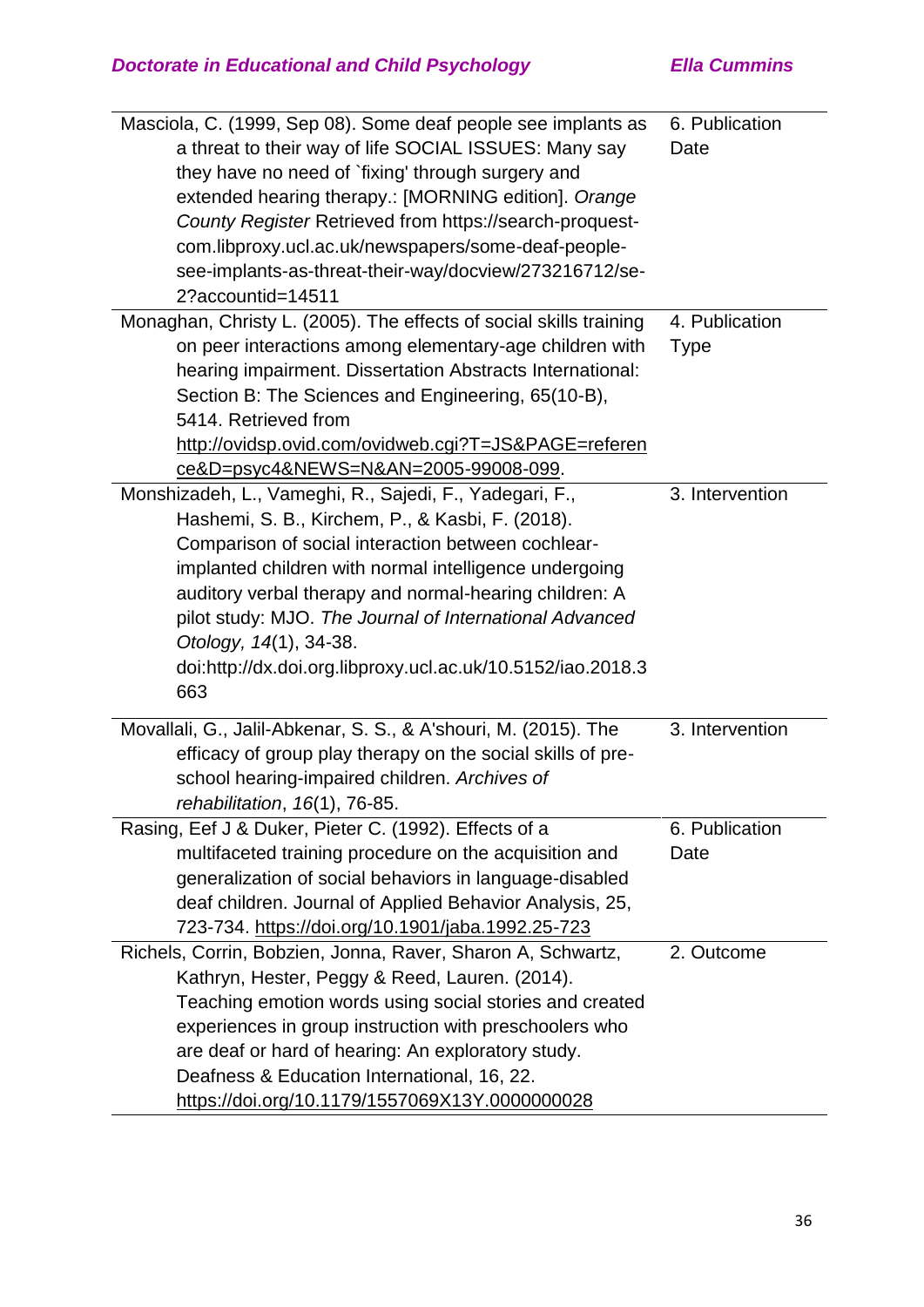| | |
|---|---|
| Masciola, C. (1999, Sep 08). Some deaf people see implants as a threat to their way of life SOCIAL ISSUES: Many say they have no need of `fixing' through surgery and extended hearing therapy.: [MORNING edition]. *Orange County Register* Retrieved from https://search-proquest-com.libproxy.ucl.ac.uk/newspapers/some-deaf-people-see-implants-as-threat-their-way/docview/273216712/se-2?accountid=14511 | 6. Publication Date |
| Monaghan, Christy L. (2005). The effects of social skills training on peer interactions among elementary-age children with hearing impairment. Dissertation Abstracts International: Section B: The Sciences and Engineering, 65(10-B), 5414. Retrieved from http://ovidsp.ovid.com/ovidweb.cgi?T=JS&PAGE=reference&D=psyc4&NEWS=N&AN=2005-99008-099. | 4. Publication Type |
| Monshizadeh, L., Vameghi, R., Sajedi, F., Yadegari, F., Hashemi, S. B., Kirchem, P., & Kasbi, F. (2018). Comparison of social interaction between cochlear-implanted children with normal intelligence undergoing auditory verbal therapy and normal-hearing children: A pilot study: MJO. *The Journal of International Advanced Otology, 14*(1), 34-38. doi:http://dx.doi.org.libproxy.ucl.ac.uk/10.5152/iao.2018.3663 | 3. Intervention |
| Movallali, G., Jalil-Abkenar, S. S., & A'shouri, M. (2015). The efficacy of group play therapy on the social skills of pre-school hearing-impaired children. *Archives of rehabilitation*, *16*(1), 76-85. | 3. Intervention |
| Rasing, Eef J & Duker, Pieter C. (1992). Effects of a multifaceted training procedure on the acquisition and generalization of social behaviors in language-disabled deaf children. Journal of Applied Behavior Analysis, 25, 723-734. https://doi.org/10.1901/jaba.1992.25-723 | 6. Publication Date |
| Richels, Corrin, Bobzien, Jonna, Raver, Sharon A, Schwartz, Kathryn, Hester, Peggy & Reed, Lauren. (2014). Teaching emotion words using social stories and created experiences in group instruction with preschoolers who are deaf or hard of hearing: An exploratory study. Deafness & Education International, 16, 22. https://doi.org/10.1179/1557069X13Y.0000000028 | 2. Outcome |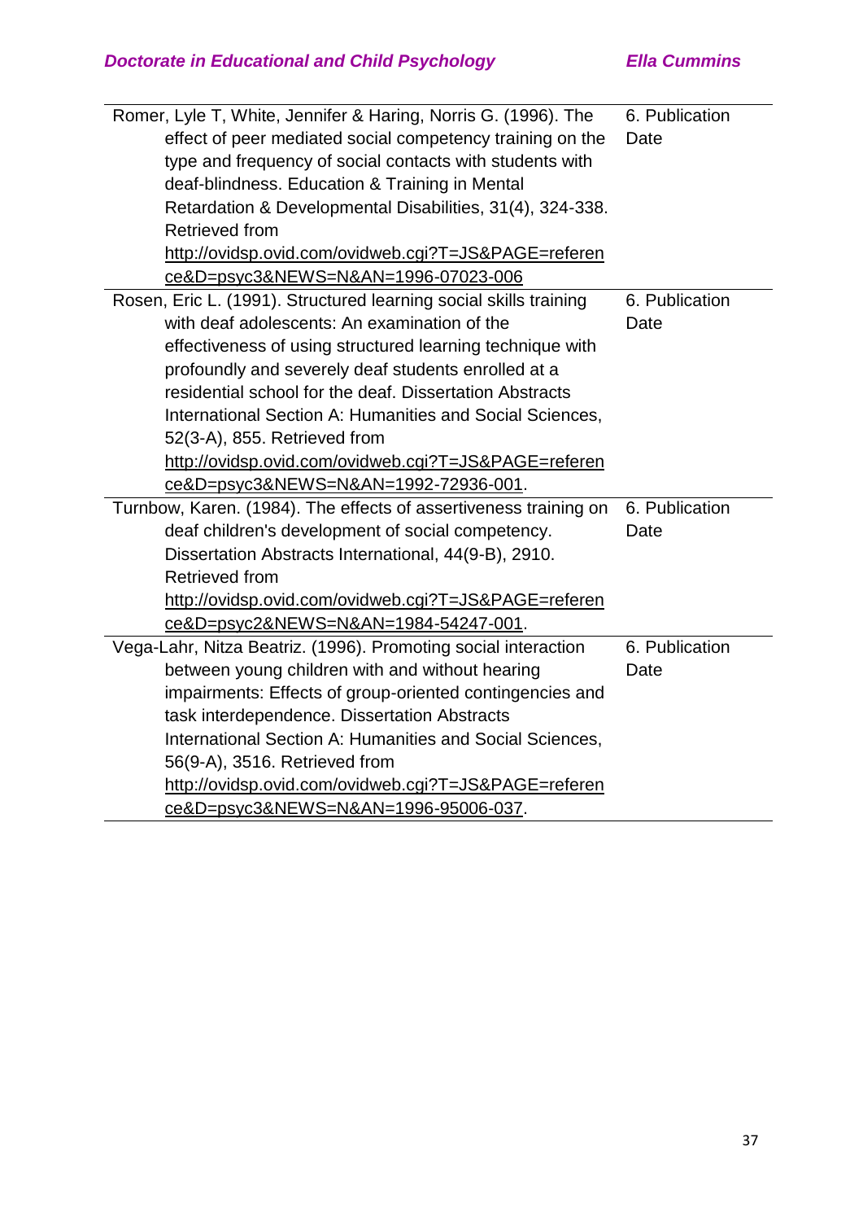| | |
|---|---|
| Romer, Lyle T, White, Jennifer & Haring, Norris G. (1996). The effect of peer mediated social competency training on the type and frequency of social contacts with students with deaf-blindness. Education & Training in Mental Retardation & Developmental Disabilities, 31(4), 324-338. Retrieved from http://ovidsp.ovid.com/ovidweb.cgi?T=JS&PAGE=reference&D=psyc3&NEWS=N&AN=1996-07023-006 | 6. Publication Date |
| Rosen, Eric L. (1991). Structured learning social skills training with deaf adolescents: An examination of the effectiveness of using structured learning technique with profoundly and severely deaf students enrolled at a residential school for the deaf. Dissertation Abstracts International Section A: Humanities and Social Sciences, 52(3-A), 855. Retrieved from http://ovidsp.ovid.com/ovidweb.cgi?T=JS&PAGE=reference&D=psyc3&NEWS=N&AN=1992-72936-001. | 6. Publication Date |
| Turnbow, Karen. (1984). The effects of assertiveness training on deaf children's development of social competency. Dissertation Abstracts International, 44(9-B), 2910. Retrieved from http://ovidsp.ovid.com/ovidweb.cgi?T=JS&PAGE=reference&D=psyc2&NEWS=N&AN=1984-54247-001. | 6. Publication Date |
| Vega-Lahr, Nitza Beatriz. (1996). Promoting social interaction between young children with and without hearing impairments: Effects of group-oriented contingencies and task interdependence. Dissertation Abstracts International Section A: Humanities and Social Sciences, 56(9-A), 3516. Retrieved from http://ovidsp.ovid.com/ovidweb.cgi?T=JS&PAGE=reference&D=psyc3&NEWS=N&AN=1996-95006-037. | 6. Publication Date |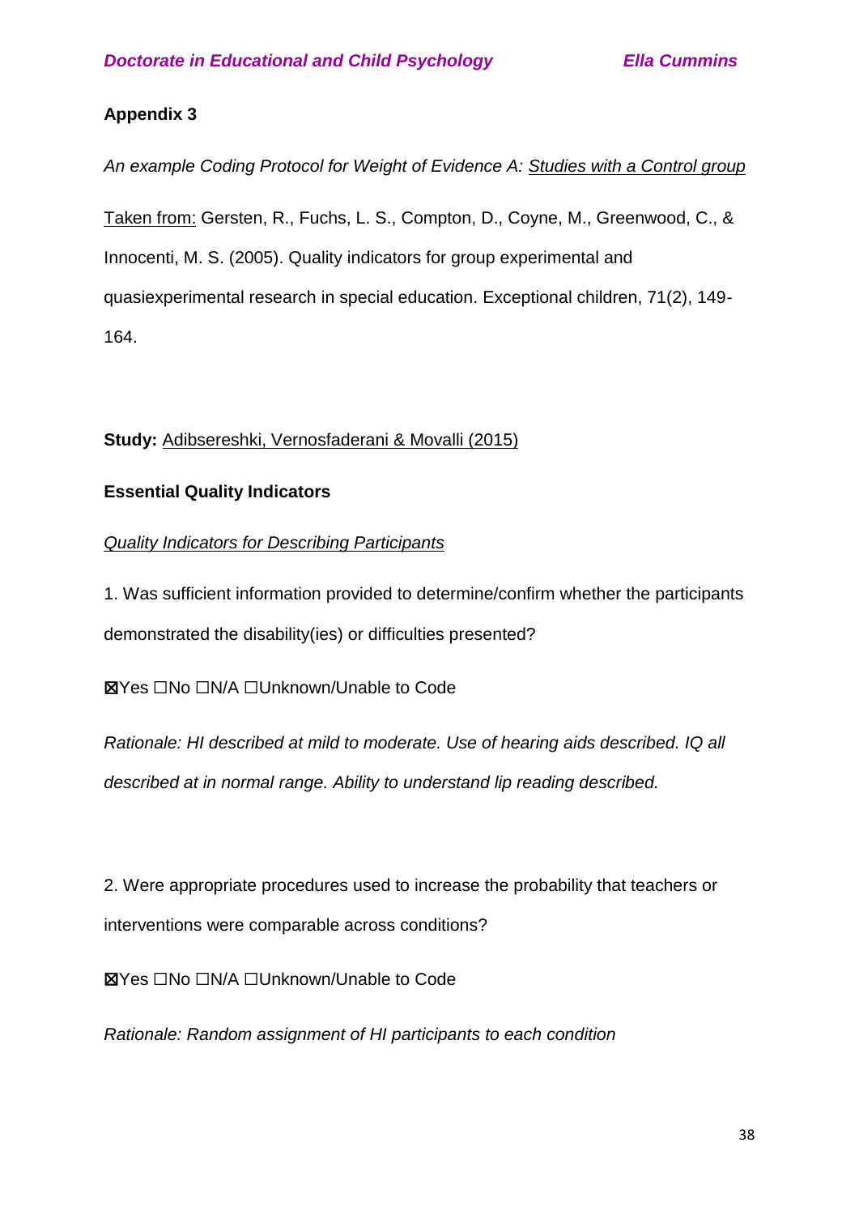**Appendix 3**

*An example Coding Protocol for Weight of Evidence A: <u>Studies with a Control group</u>*

<u>Taken from:</u> Gersten, R., Fuchs, L. S., Compton, D., Coyne, M., Greenwood, C., & Innocenti, M. S. (2005). Quality indicators for group experimental and quasiexperimental research in special education. Exceptional children, 71(2), 149-164.

**Study:** <u>Adibsereshki, Vernosfaderani & Movalli (2015)</u>

**Essential Quality Indicators**

*<u>Quality Indicators for Describing Participants</u>*

1. Was sufficient information provided to determine/confirm whether the participants demonstrated the disability(ies) or difficulties presented?

☒Yes ☐No ☐N/A ☐Unknown/Unable to Code

*Rationale: HI described at mild to moderate. Use of hearing aids described. IQ all described at in normal range. Ability to understand lip reading described.*

2. Were appropriate procedures used to increase the probability that teachers or interventions were comparable across conditions?

☒Yes ☐No ☐N/A ☐Unknown/Unable to Code

*Rationale: Random assignment of HI participants to each condition*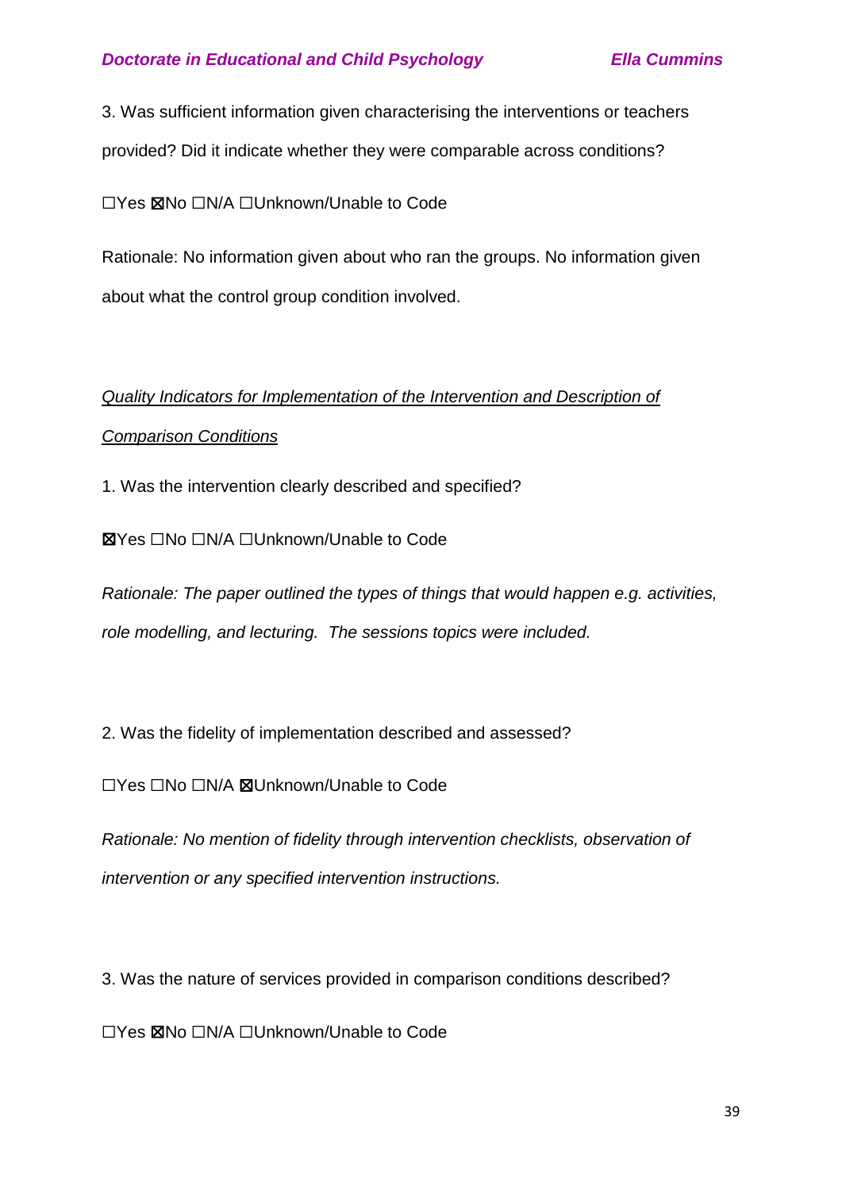3. Was sufficient information given characterising the interventions or teachers provided? Did it indicate whether they were comparable across conditions?

☐Yes ☒No ☐N/A ☐Unknown/Unable to Code

Rationale: No information given about who ran the groups. No information given about what the control group condition involved.

*Quality Indicators for Implementation of the Intervention and Description of Comparison Conditions*

1. Was the intervention clearly described and specified?

☒Yes ☐No ☐N/A ☐Unknown/Unable to Code

*Rationale: The paper outlined the types of things that would happen e.g. activities, role modelling, and lecturing. The sessions topics were included.*

2. Was the fidelity of implementation described and assessed?

☐Yes ☐No ☐N/A ☒Unknown/Unable to Code

*Rationale: No mention of fidelity through intervention checklists, observation of intervention or any specified intervention instructions.*

3. Was the nature of services provided in comparison conditions described?

☐Yes ☒No ☐N/A ☐Unknown/Unable to Code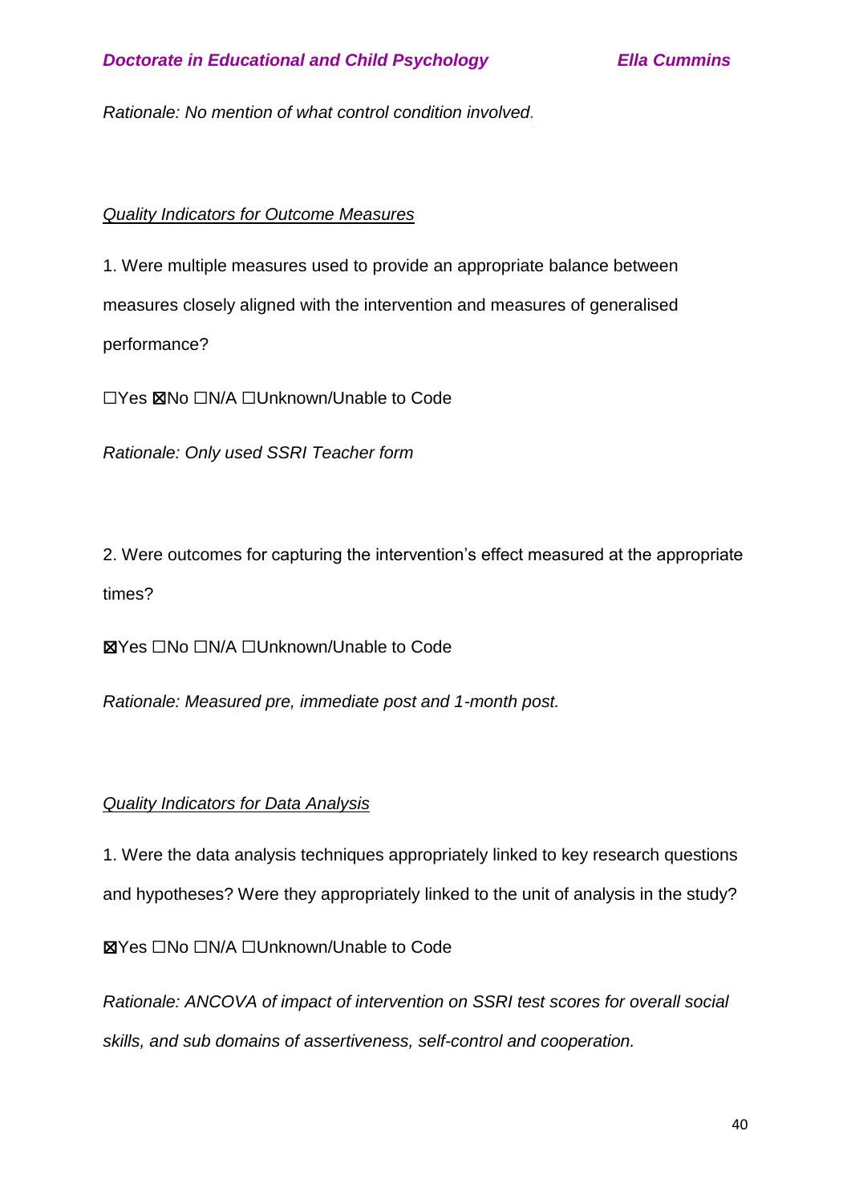*Rationale: No mention of what control condition involved.*

*Quality Indicators for Outcome Measures*

1. Were multiple measures used to provide an appropriate balance between measures closely aligned with the intervention and measures of generalised performance?

☐Yes ☒No ☐N/A ☐Unknown/Unable to Code

*Rationale: Only used SSRI Teacher form*

2. Were outcomes for capturing the intervention's effect measured at the appropriate times?

☒Yes ☐No ☐N/A ☐Unknown/Unable to Code

*Rationale: Measured pre, immediate post and 1-month post.*

*Quality Indicators for Data Analysis*

1. Were the data analysis techniques appropriately linked to key research questions and hypotheses? Were they appropriately linked to the unit of analysis in the study?

☒Yes ☐No ☐N/A ☐Unknown/Unable to Code

*Rationale: ANCOVA of impact of intervention on SSRI test scores for overall social skills, and sub domains of assertiveness, self-control and cooperation.*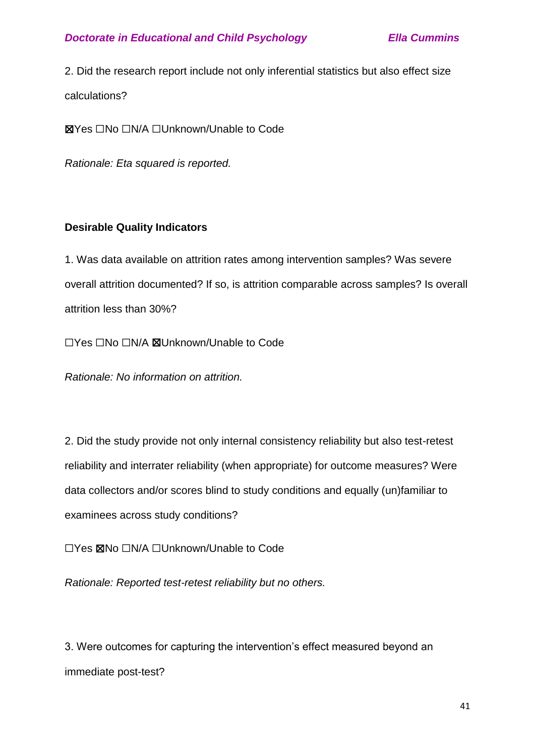2. Did the research report include not only inferential statistics but also effect size calculations?

☒Yes ☐No ☐N/A ☐Unknown/Unable to Code

*Rationale: Eta squared is reported.*

**Desirable Quality Indicators**

1. Was data available on attrition rates among intervention samples? Was severe overall attrition documented? If so, is attrition comparable across samples? Is overall attrition less than 30%?

☐Yes ☐No ☐N/A ☒Unknown/Unable to Code

*Rationale: No information on attrition.*

2. Did the study provide not only internal consistency reliability but also test-retest reliability and interrater reliability (when appropriate) for outcome measures? Were data collectors and/or scores blind to study conditions and equally (un)familiar to examinees across study conditions?

☐Yes ☒No ☐N/A ☐Unknown/Unable to Code

*Rationale: Reported test-retest reliability but no others.*

3. Were outcomes for capturing the intervention's effect measured beyond an immediate post-test?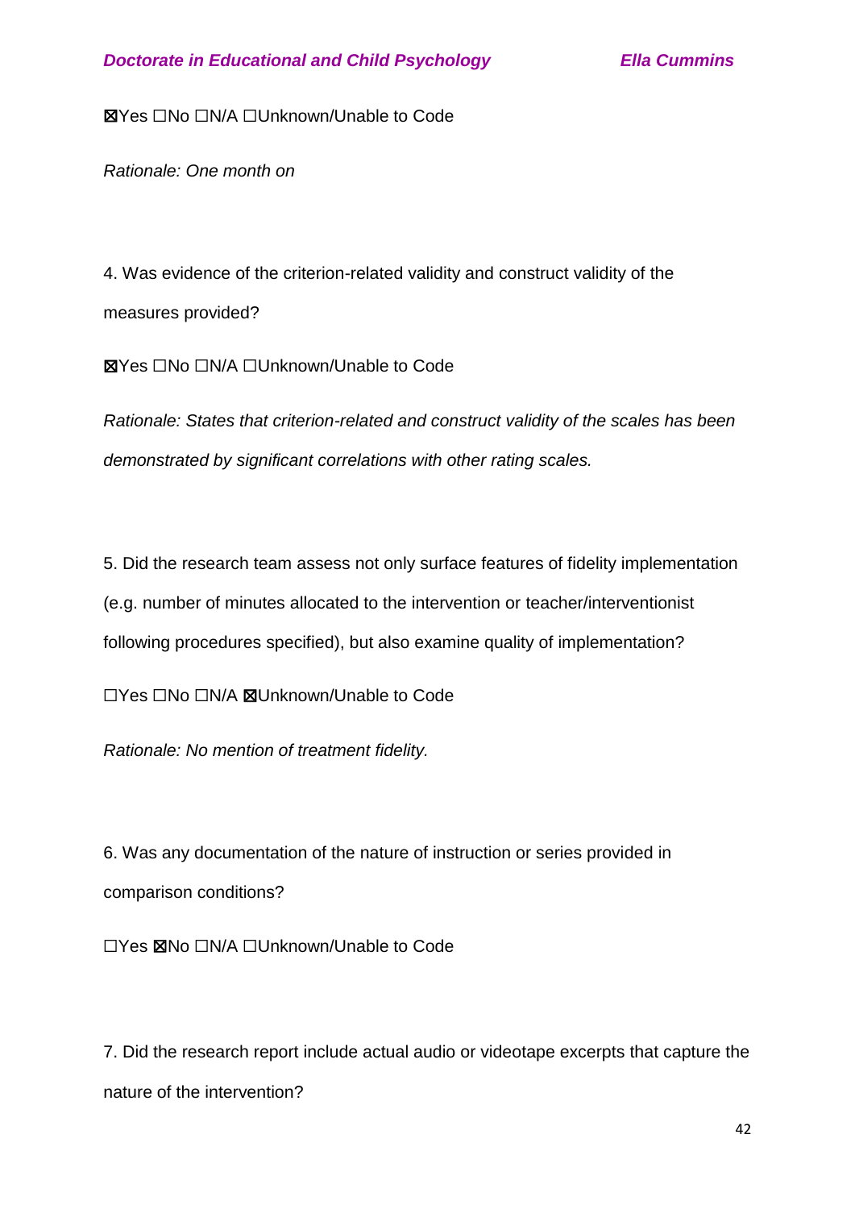☒Yes ☐No ☐N/A ☐Unknown/Unable to Code

*Rationale: One month on*

4. Was evidence of the criterion-related validity and construct validity of the measures provided?

☒Yes ☐No ☐N/A ☐Unknown/Unable to Code

*Rationale: States that criterion-related and construct validity of the scales has been demonstrated by significant correlations with other rating scales.*

5. Did the research team assess not only surface features of fidelity implementation (e.g. number of minutes allocated to the intervention or teacher/interventionist following procedures specified), but also examine quality of implementation?

☐Yes ☐No ☐N/A ☒Unknown/Unable to Code

*Rationale: No mention of treatment fidelity.*

6. Was any documentation of the nature of instruction or series provided in comparison conditions?

☐Yes ☒No ☐N/A ☐Unknown/Unable to Code

7. Did the research report include actual audio or videotape excerpts that capture the nature of the intervention?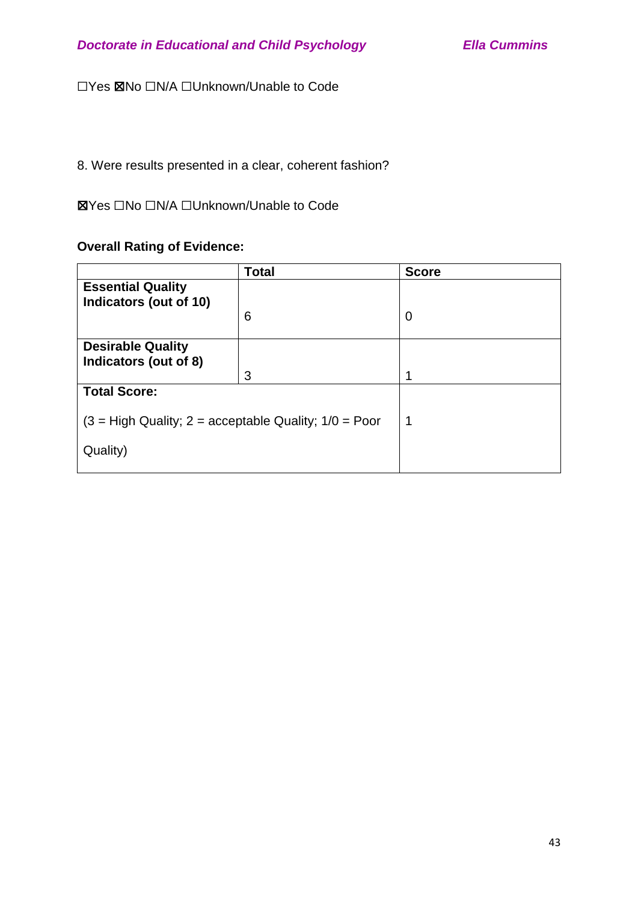☐Yes ☒No ☐N/A ☐Unknown/Unable to Code

8. Were results presented in a clear, coherent fashion?

☒Yes ☐No ☐N/A ☐Unknown/Unable to Code

**Overall Rating of Evidence:**

| | **Total** | **Score** |
|---|---|---|
| **Essential Quality Indicators (out of 10)** | 6 | 0 |
| **Desirable Quality Indicators (out of 8)** | 3 | 1 |
| **Total Score:** (3 = High Quality; 2 = acceptable Quality; 1/0 = Poor Quality) | | 1 |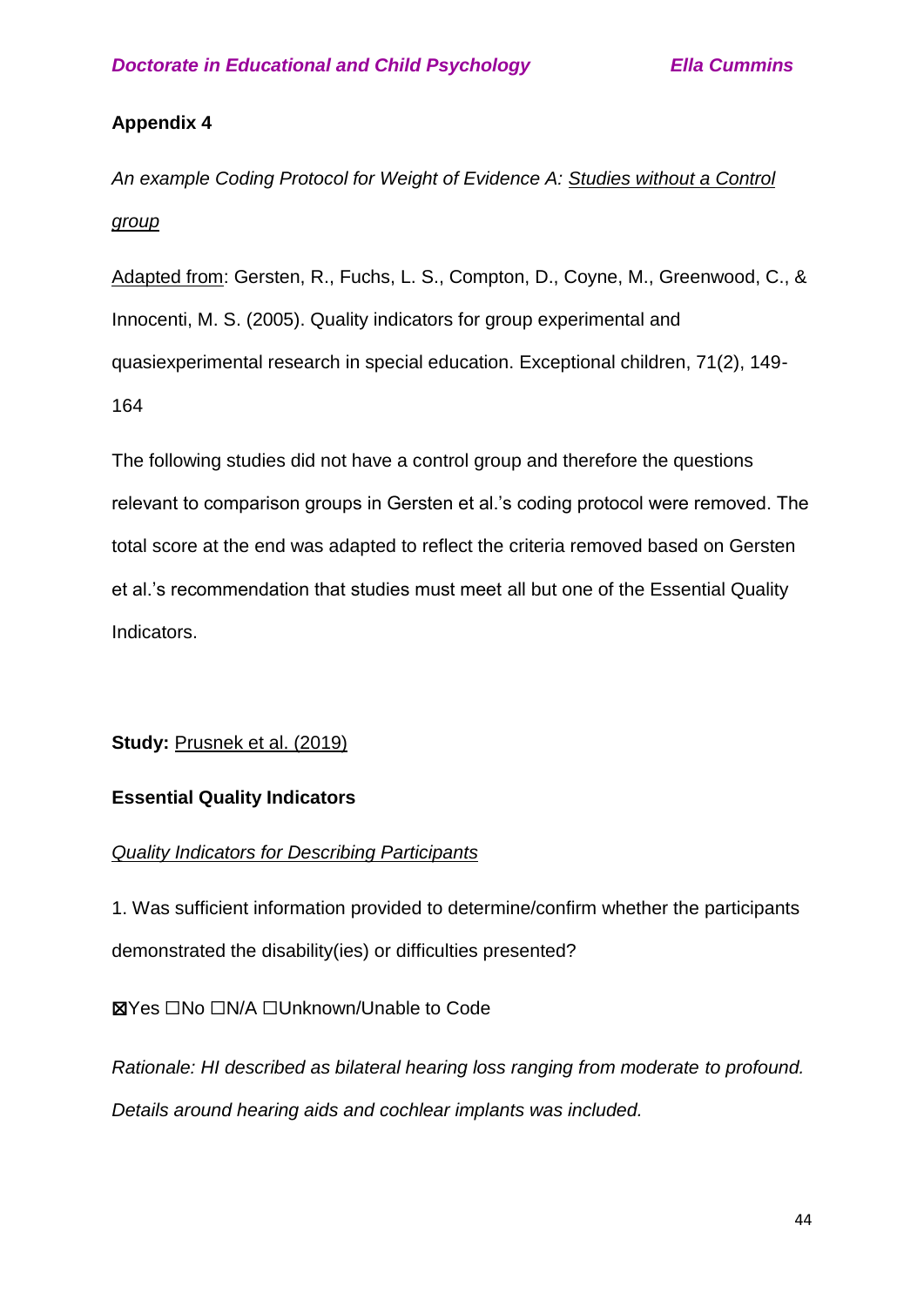**Appendix 4**

*An example Coding Protocol for Weight of Evidence A: <u>Studies without a Control group</u>*

<u>Adapted from</u>: Gersten, R., Fuchs, L. S., Compton, D., Coyne, M., Greenwood, C., & Innocenti, M. S. (2005). Quality indicators for group experimental and quasiexperimental research in special education. Exceptional children, 71(2), 149-164

The following studies did not have a control group and therefore the questions relevant to comparison groups in Gersten et al.'s coding protocol were removed. The total score at the end was adapted to reflect the criteria removed based on Gersten et al.'s recommendation that studies must meet all but one of the Essential Quality Indicators.

**Study:** <u>Prusnek et al. (2019)</u>

**Essential Quality Indicators**

*<u>Quality Indicators for Describing Participants</u>*

1. Was sufficient information provided to determine/confirm whether the participants demonstrated the disability(ies) or difficulties presented?

☒Yes ☐No ☐N/A ☐Unknown/Unable to Code

*Rationale: HI described as bilateral hearing loss ranging from moderate to profound. Details around hearing aids and cochlear implants was included.*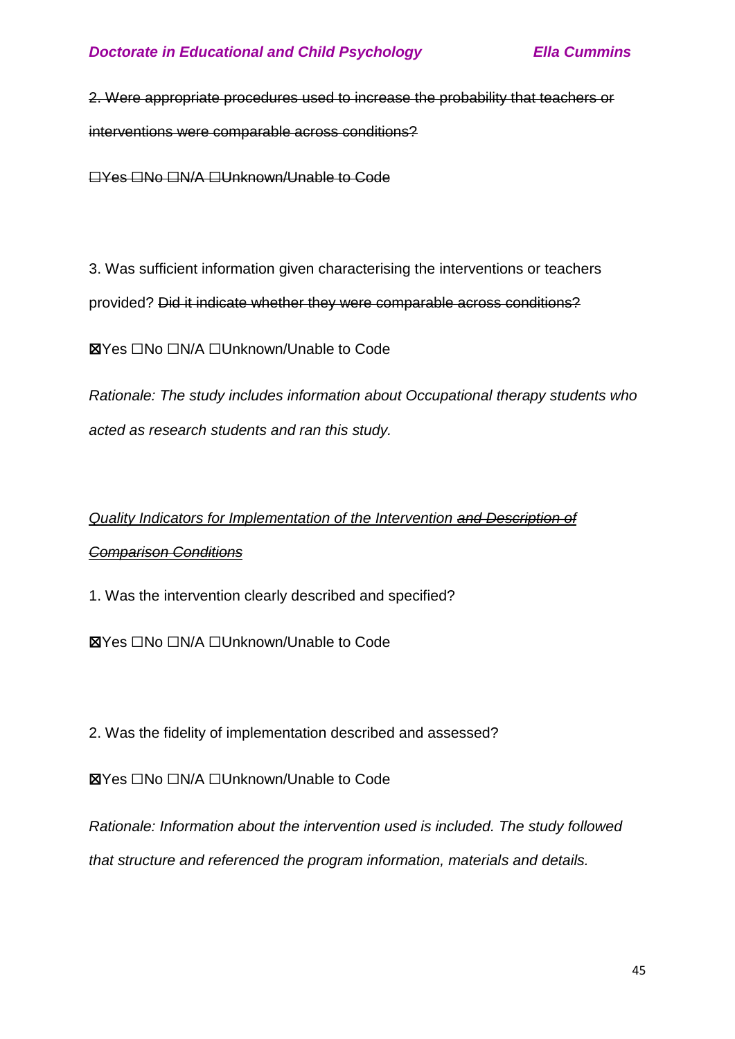~~2. Were appropriate procedures used to increase the probability that teachers or interventions were comparable across conditions?~~

~~☐Yes ☐No ☐N/A ☐Unknown/Unable to Code~~

3. Was sufficient information given characterising the interventions or teachers provided? ~~Did it indicate whether they were comparable across conditions?~~

☒Yes ☐No ☐N/A ☐Unknown/Unable to Code

*Rationale: The study includes information about Occupational therapy students who acted as research students and ran this study.*

*Quality Indicators for Implementation of the Intervention ~~and Description of Comparison Conditions~~*

1. Was the intervention clearly described and specified?

☒Yes ☐No ☐N/A ☐Unknown/Unable to Code

2. Was the fidelity of implementation described and assessed?

☒Yes ☐No ☐N/A ☐Unknown/Unable to Code

*Rationale: Information about the intervention used is included. The study followed that structure and referenced the program information, materials and details.*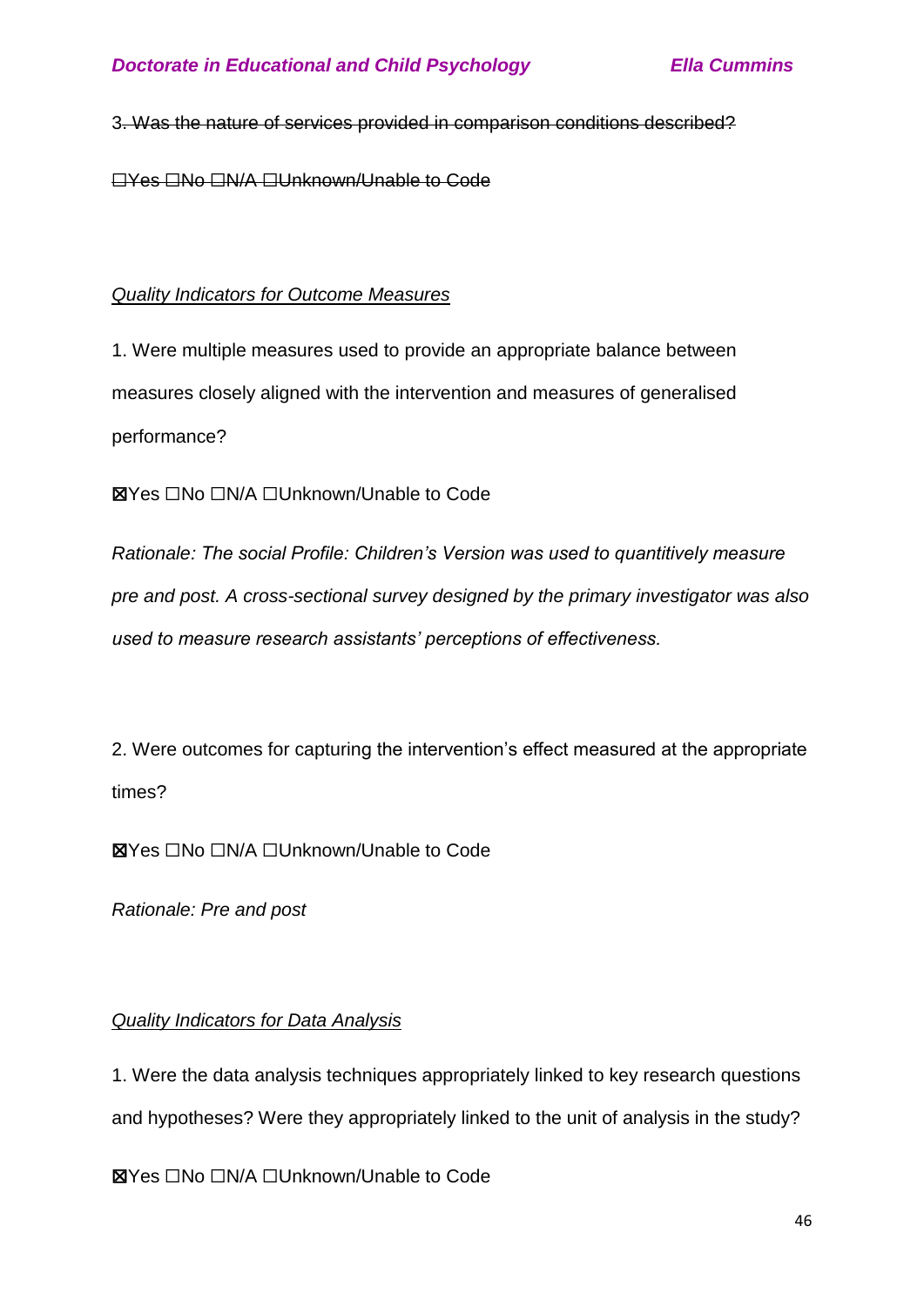~~3. Was the nature of services provided in comparison conditions described?~~

~~☐Yes ☐No ☐N/A ☐Unknown/Unable to Code~~

*Quality Indicators for Outcome Measures*

1. Were multiple measures used to provide an appropriate balance between measures closely aligned with the intervention and measures of generalised performance?

☒Yes ☐No ☐N/A ☐Unknown/Unable to Code

*Rationale: The social Profile: Children's Version was used to quantitively measure pre and post. A cross-sectional survey designed by the primary investigator was also used to measure research assistants' perceptions of effectiveness.*

2. Were outcomes for capturing the intervention's effect measured at the appropriate times?

☒Yes ☐No ☐N/A ☐Unknown/Unable to Code

*Rationale: Pre and post*

*Quality Indicators for Data Analysis*

1. Were the data analysis techniques appropriately linked to key research questions and hypotheses? Were they appropriately linked to the unit of analysis in the study?

☒Yes ☐No ☐N/A ☐Unknown/Unable to Code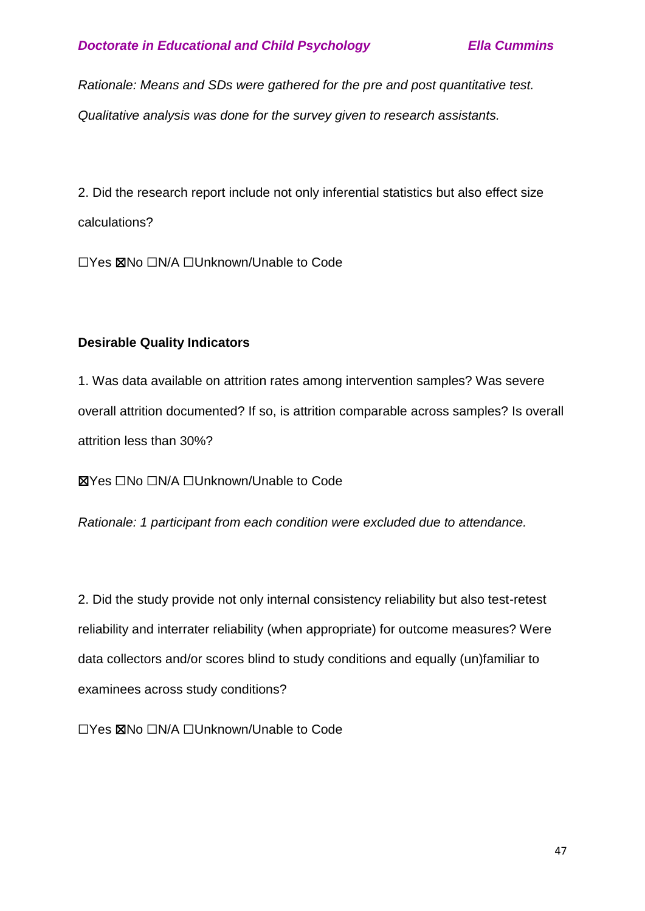*Rationale: Means and SDs were gathered for the pre and post quantitative test. Qualitative analysis was done for the survey given to research assistants.*

2. Did the research report include not only inferential statistics but also effect size calculations?

☐Yes ☒No ☐N/A ☐Unknown/Unable to Code

**Desirable Quality Indicators**

1. Was data available on attrition rates among intervention samples? Was severe overall attrition documented? If so, is attrition comparable across samples? Is overall attrition less than 30%?

☒Yes ☐No ☐N/A ☐Unknown/Unable to Code

*Rationale: 1 participant from each condition were excluded due to attendance.*

2. Did the study provide not only internal consistency reliability but also test-retest reliability and interrater reliability (when appropriate) for outcome measures? Were data collectors and/or scores blind to study conditions and equally (un)familiar to examinees across study conditions?

☐Yes ☒No ☐N/A ☐Unknown/Unable to Code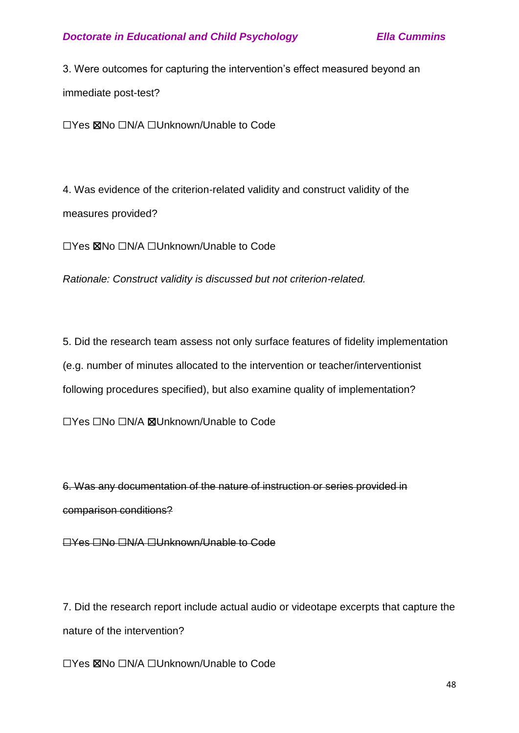3. Were outcomes for capturing the intervention's effect measured beyond an immediate post-test?

☐Yes ☒No ☐N/A ☐Unknown/Unable to Code

4. Was evidence of the criterion-related validity and construct validity of the measures provided?

☐Yes ☒No ☐N/A ☐Unknown/Unable to Code

*Rationale: Construct validity is discussed but not criterion-related.*

5. Did the research team assess not only surface features of fidelity implementation (e.g. number of minutes allocated to the intervention or teacher/interventionist following procedures specified), but also examine quality of implementation?

☐Yes ☐No ☐N/A ☒Unknown/Unable to Code

~~6. Was any documentation of the nature of instruction or series provided in comparison conditions?~~

~~☐Yes ☐No ☐N/A ☐Unknown/Unable to Code~~

7. Did the research report include actual audio or videotape excerpts that capture the nature of the intervention?

☐Yes ☒No ☐N/A ☐Unknown/Unable to Code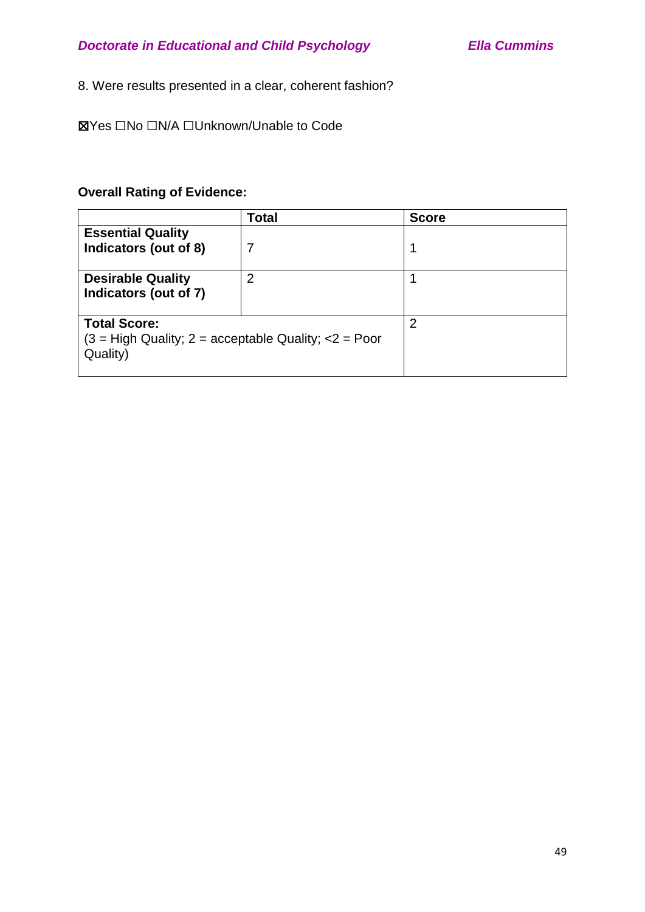8. Were results presented in a clear, coherent fashion?

☒Yes ☐No ☐N/A ☐Unknown/Unable to Code

**Overall Rating of Evidence:**

| | **Total** | **Score** |
|---|---|---|
| **Essential Quality Indicators (out of 8)** | 7 | 1 |
| **Desirable Quality Indicators (out of 7)** | 2 | 1 |
| **Total Score:** (3 = High Quality; 2 = acceptable Quality; <2 = Poor Quality) | | 2 |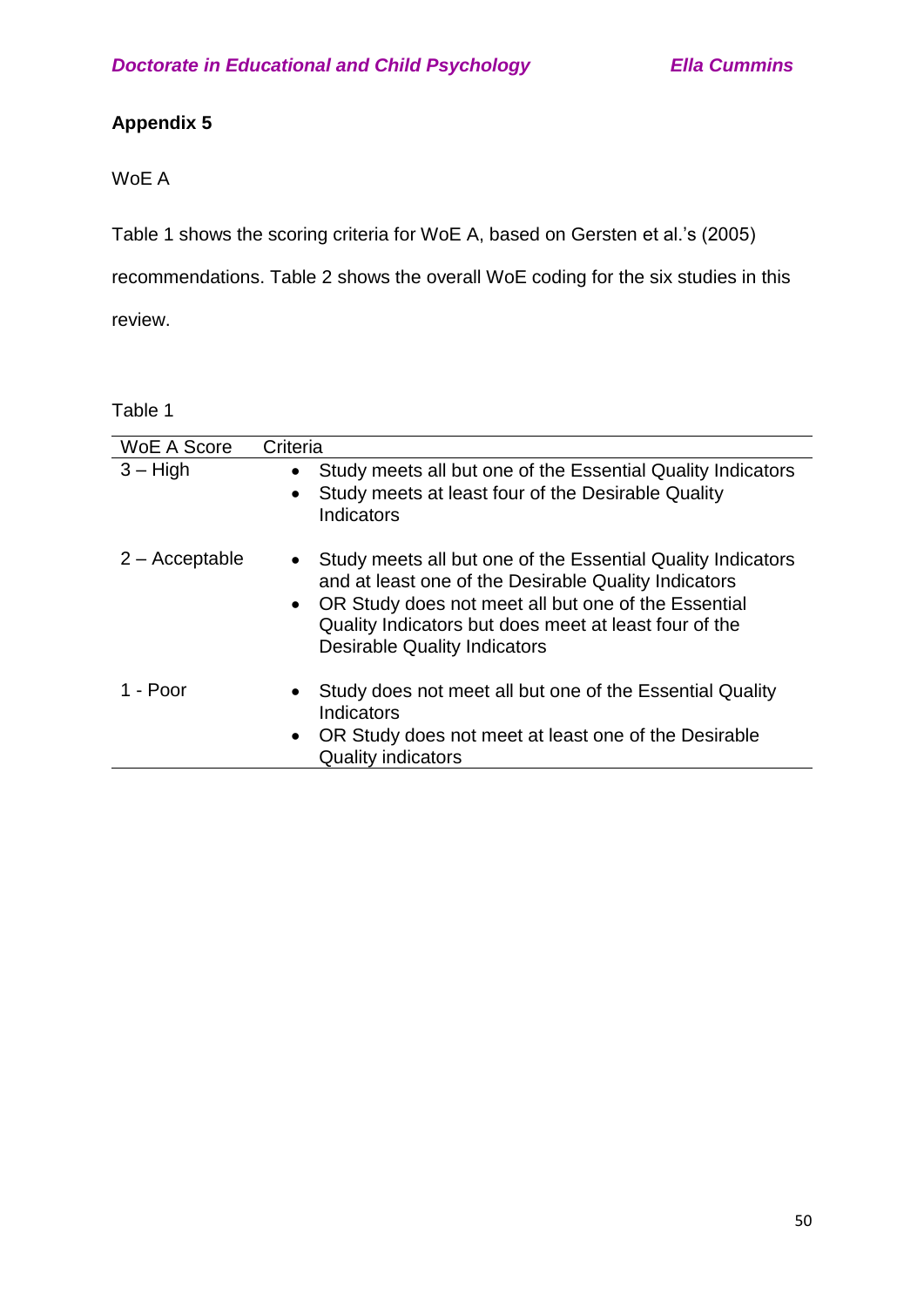## Appendix 5

WoE A

Table 1 shows the scoring criteria for WoE A, based on Gersten et al.'s (2005) recommendations. Table 2 shows the overall WoE coding for the six studies in this review.

Table 1

| WoE A Score | Criteria |
|---|---|
| 3 – High | • Study meets all but one of the Essential Quality Indicators<br>• Study meets at least four of the Desirable Quality Indicators |
| 2 – Acceptable | • Study meets all but one of the Essential Quality Indicators and at least one of the Desirable Quality Indicators<br>• OR Study does not meet all but one of the Essential Quality Indicators but does meet at least four of the Desirable Quality Indicators |
| 1 - Poor | • Study does not meet all but one of the Essential Quality Indicators<br>• OR Study does not meet at least one of the Desirable Quality indicators |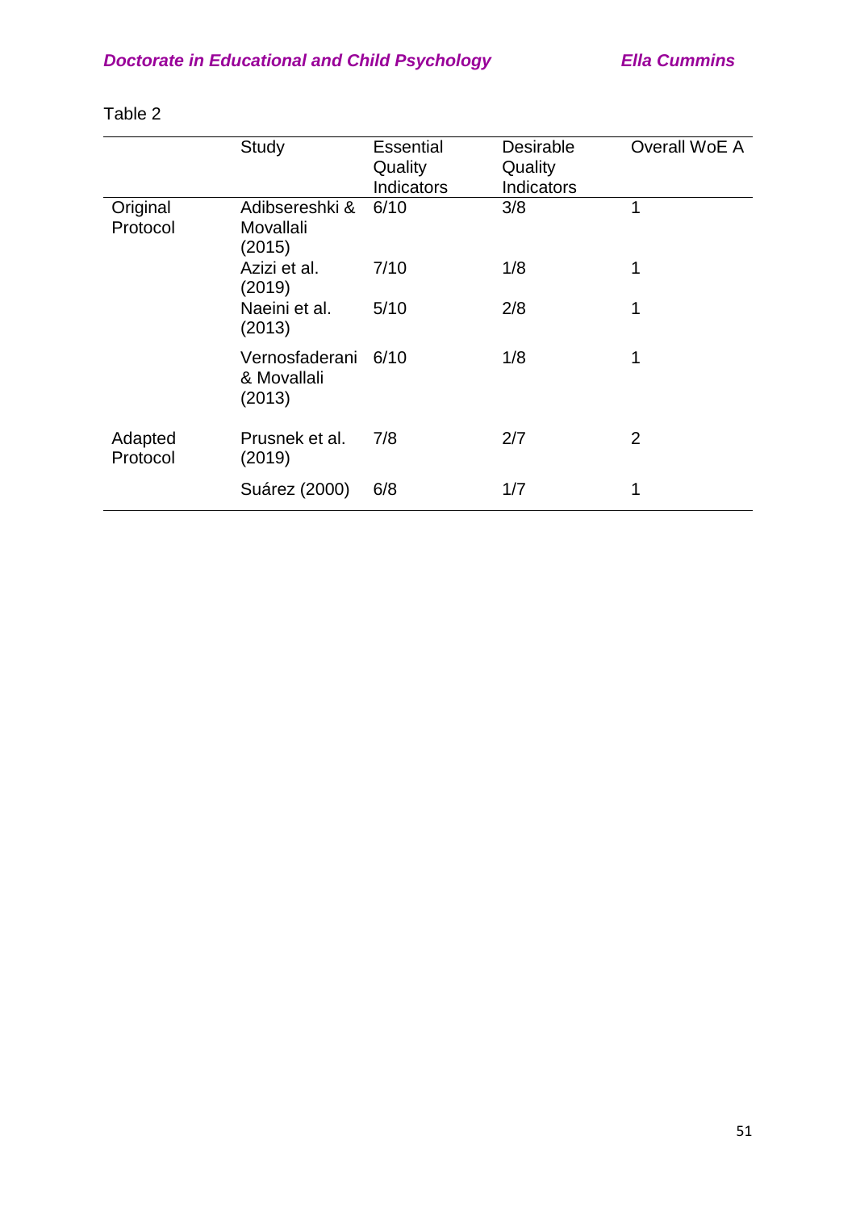Table 2

| | Study | Essential Quality Indicators | Desirable Quality Indicators | Overall WoE A |
|---|---|---|---|---|
| Original Protocol | Adibsereshki & Movallali (2015) | 6/10 | 3/8 | 1 |
| | Azizi et al. (2019) | 7/10 | 1/8 | 1 |
| | Naeini et al. (2013) | 5/10 | 2/8 | 1 |
| | Vernosfaderani & Movallali (2013) | 6/10 | 1/8 | 1 |
| Adapted Protocol | Prusnek et al. (2019) | 7/8 | 2/7 | 2 |
| | Suárez (2000) | 6/8 | 1/7 | 1 |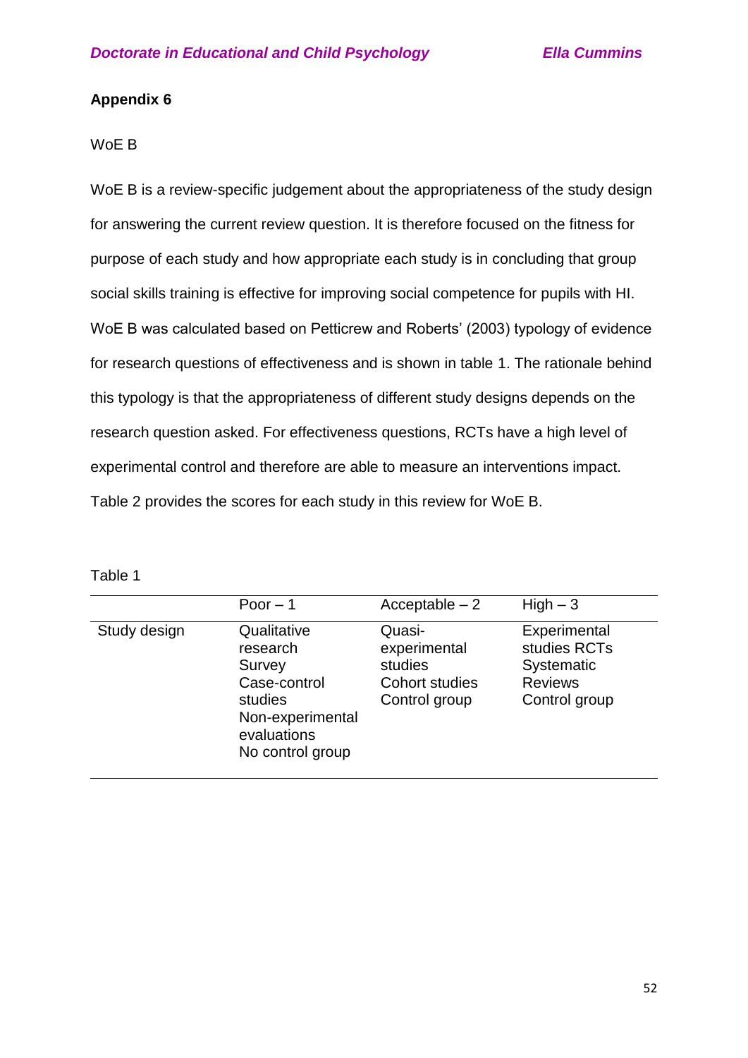## Appendix 6

WoE B

WoE B is a review-specific judgement about the appropriateness of the study design for answering the current review question. It is therefore focused on the fitness for purpose of each study and how appropriate each study is in concluding that group social skills training is effective for improving social competence for pupils with HI. WoE B was calculated based on Petticrew and Roberts' (2003) typology of evidence for research questions of effectiveness and is shown in table 1. The rationale behind this typology is that the appropriateness of different study designs depends on the research question asked. For effectiveness questions, RCTs have a high level of experimental control and therefore are able to measure an interventions impact. Table 2 provides the scores for each study in this review for WoE B.

Table 1

| | Poor – 1 | Acceptable – 2 | High – 3 |
|---|---|---|---|
| Study design | Qualitative research<br>Survey<br>Case-control studies<br>Non-experimental evaluations<br>No control group | Quasi-experimental studies<br>Cohort studies<br>Control group | Experimental studies RCTs<br>Systematic Reviews<br>Control group |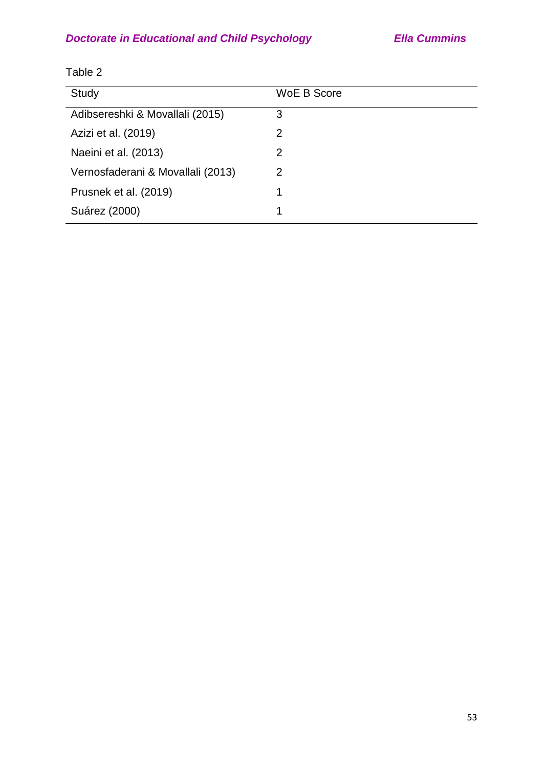Table 2

| Study | WoE B Score |
| --- | --- |
| Adibsereshki & Movallali (2015) | 3 |
| Azizi et al. (2019) | 2 |
| Naeini et al. (2013) | 2 |
| Vernosfaderani & Movallali (2013) | 2 |
| Prusnek et al. (2019) | 1 |
| Suárez (2000) | 1 |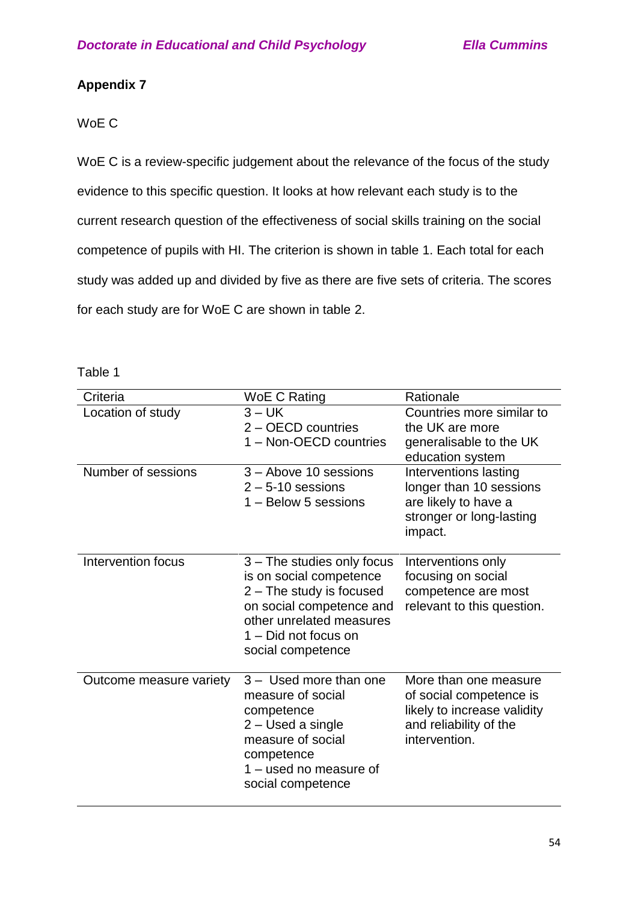## Appendix 7

WoE C

WoE C is a review-specific judgement about the relevance of the focus of the study evidence to this specific question. It looks at how relevant each study is to the current research question of the effectiveness of social skills training on the social competence of pupils with HI. The criterion is shown in table 1. Each total for each study was added up and divided by five as there are five sets of criteria. The scores for each study are for WoE C are shown in table 2.

Table 1

| Criteria | WoE C Rating | Rationale |
|---|---|---|
| Location of study | 3 – UK<br>2 – OECD countries<br>1 – Non-OECD countries | Countries more similar to the UK are more generalisable to the UK education system |
| Number of sessions | 3 – Above 10 sessions<br>2 – 5-10 sessions<br>1 – Below 5 sessions | Interventions lasting longer than 10 sessions are likely to have a stronger or long-lasting impact. |
| Intervention focus | 3 – The studies only focus is on social competence<br>2 – The study is focused on social competence and other unrelated measures<br>1 – Did not focus on social competence | Interventions only focusing on social competence are most relevant to this question. |
| Outcome measure variety | 3 – Used more than one measure of social competence<br>2 – Used a single measure of social competence<br>1 – used no measure of social competence | More than one measure of social competence is likely to increase validity and reliability of the intervention. |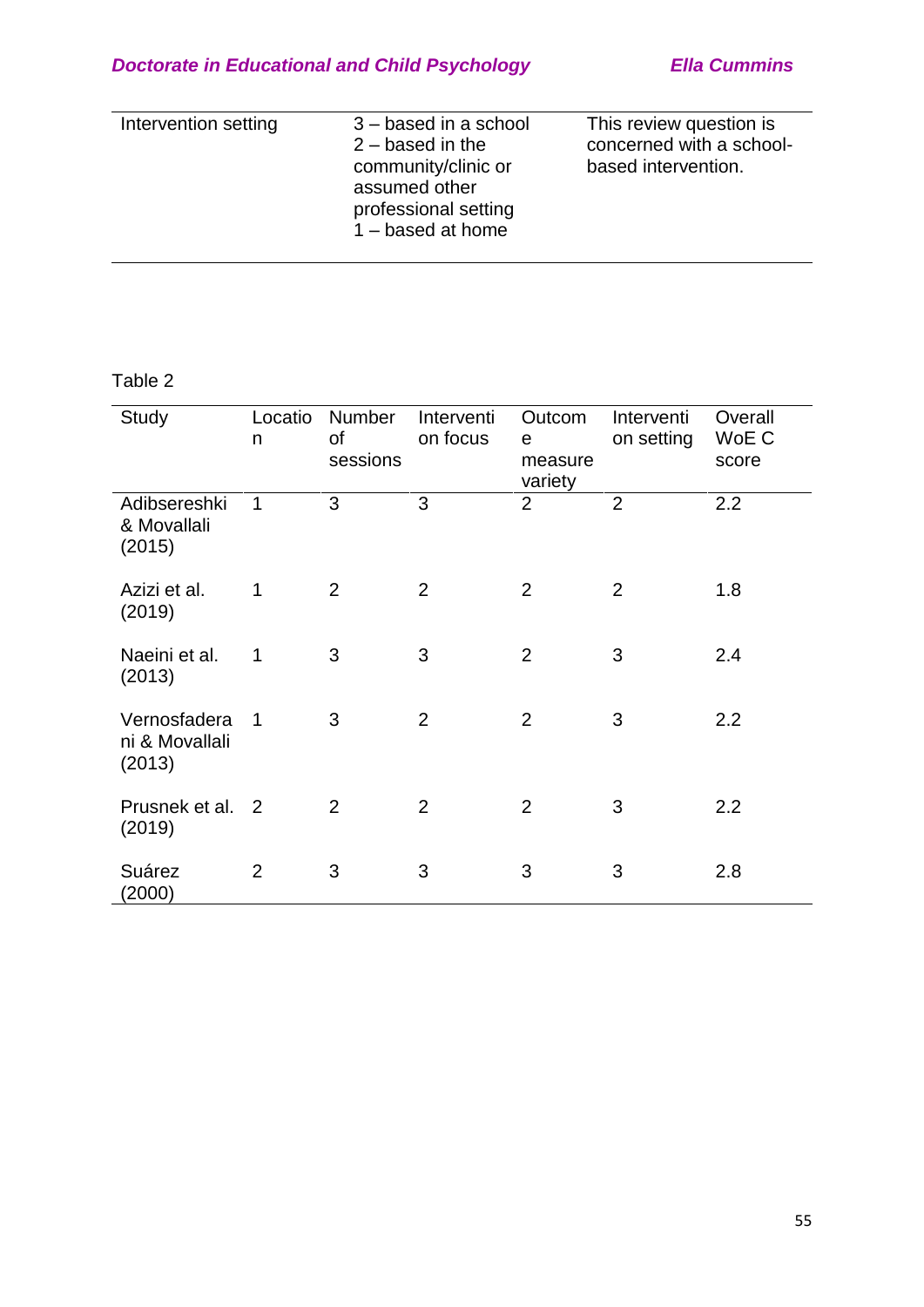| | | |
|---|---|---|
| Intervention setting | 3 – based in a school<br>2 – based in the community/clinic or assumed other professional setting<br>1 – based at home | This review question is concerned with a school-based intervention. |

Table 2

| Study | Location | Number of sessions | Intervention focus | Outcome measure variety | Intervention setting | Overall WoE C score |
|---|---|---|---|---|---|---|
| Adibsereshki & Movallali (2015) | 1 | 3 | 3 | 2 | 2 | 2.2 |
| Azizi et al. (2019) | 1 | 2 | 2 | 2 | 2 | 1.8 |
| Naeini et al. (2013) | 1 | 3 | 3 | 2 | 3 | 2.4 |
| Vernosfaderani & Movallali (2013) | 1 | 3 | 2 | 2 | 3 | 2.2 |
| Prusnek et al. (2019) | 2 | 2 | 2 | 2 | 3 | 2.2 |
| Suárez (2000) | 2 | 3 | 3 | 3 | 3 | 2.8 |